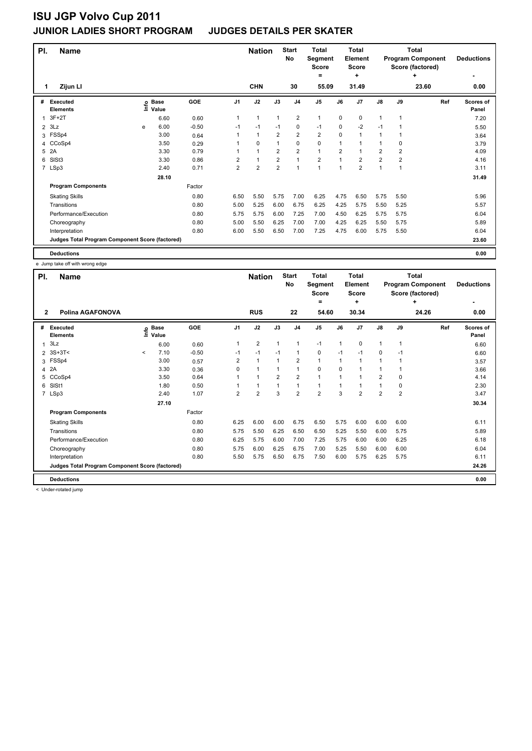# ISU JGP Volvo Cup 2011

## JUNIOR LADIES SHORT PROGRAM JUDGES DETAILS PER SKATER

| Pl. | Name | Nation | Start No | Total Segment Score = | Total Element Score + | Total Program Component Score (factored) + | Deductions - |
|---|---|---|---|---|---|---|---|
| 1 | Zijun LI | CHN | 30 | 55.09 | 31.49 | 23.60 | 0.00 |

| # | Executed Elements | Info | Base Value | GOE | J1 | J2 | J3 | J4 | J5 | J6 | J7 | J8 | J9 | Ref | Scores of Panel |
|---|---|---|---|---|---|---|---|---|---|---|---|---|---|---|---|
| 1 | 3F+2T | | 6.60 | 0.60 | 1 | 1 | 1 | 2 | 1 | 0 | 0 | 1 | 1 | | 7.20 |
| 2 | 3Lz | e | 6.00 | -0.50 | -1 | -1 | -1 | 0 | -1 | 0 | -2 | -1 | 1 | | 5.50 |
| 3 | FSSp4 | | 3.00 | 0.64 | 1 | 1 | 2 | 2 | 2 | 0 | 1 | 1 | 1 | | 3.64 |
| 4 | CCoSp4 | | 3.50 | 0.29 | 1 | 0 | 1 | 0 | 0 | 1 | 1 | 1 | 0 | | 3.79 |
| 5 | 2A | | 3.30 | 0.79 | 1 | 1 | 2 | 2 | 1 | 2 | 1 | 2 | 2 | | 4.09 |
| 6 | SlSt3 | | 3.30 | 0.86 | 2 | 1 | 2 | 1 | 2 | 1 | 2 | 2 | 2 | | 4.16 |
| 7 | LSp3 | | 2.40 | 0.71 | 2 | 2 | 2 | 1 | 1 | 1 | 2 | 1 | 1 | | 3.11 |
| | | | 28.10 | | | | | | | | | | | | 31.49 |
| | **Program Components** | | | Factor | | | | | | | | | | | |
| | Skating Skills | | | 0.80 | 6.50 | 5.50 | 5.75 | 7.00 | 6.25 | 4.75 | 6.50 | 5.75 | 5.50 | | 5.96 |
| | Transitions | | | 0.80 | 5.00 | 5.25 | 6.00 | 6.75 | 6.25 | 4.25 | 5.75 | 5.50 | 5.25 | | 5.57 |
| | Performance/Execution | | | 0.80 | 5.75 | 5.75 | 6.00 | 7.25 | 7.00 | 4.50 | 6.25 | 5.75 | 5.75 | | 6.04 |
| | Choreography | | | 0.80 | 5.00 | 5.50 | 6.25 | 7.00 | 7.00 | 4.25 | 6.25 | 5.50 | 5.75 | | 5.89 |
| | Interpretation | | | 0.80 | 6.00 | 5.50 | 6.50 | 7.00 | 7.25 | 4.75 | 6.00 | 5.75 | 5.50 | | 6.04 |
| | **Judges Total Program Component Score (factored)** | | | | | | | | | | | | | | 23.60 |
| | **Deductions** | | | | | | | | | | | | | | 0.00 |

e Jump take off with wrong edge

| Pl. | Name | Nation | Start No | Total Segment Score = | Total Element Score + | Total Program Component Score (factored) + | Deductions - |
|---|---|---|---|---|---|---|---|
| 2 | Polina AGAFONOVA | RUS | 22 | 54.60 | 30.34 | 24.26 | 0.00 |

| # | Executed Elements | Info | Base Value | GOE | J1 | J2 | J3 | J4 | J5 | J6 | J7 | J8 | J9 | Ref | Scores of Panel |
|---|---|---|---|---|---|---|---|---|---|---|---|---|---|---|---|
| 1 | 3Lz | | 6.00 | 0.60 | 1 | 2 | 1 | 1 | -1 | 1 | 0 | 1 | 1 | | 6.60 |
| 2 | 3S+3T< | < | 7.10 | -0.50 | -1 | -1 | -1 | 1 | 0 | -1 | -1 | 0 | -1 | | 6.60 |
| 3 | FSSp4 | | 3.00 | 0.57 | 2 | 1 | 1 | 2 | 1 | 1 | 1 | 1 | 1 | | 3.57 |
| 4 | 2A | | 3.30 | 0.36 | 0 | 1 | 1 | 1 | 0 | 0 | 1 | 1 | 1 | | 3.66 |
| 5 | CCoSp4 | | 3.50 | 0.64 | 1 | 1 | 2 | 2 | 1 | 1 | 1 | 2 | 0 | | 4.14 |
| 6 | SlSt1 | | 1.80 | 0.50 | 1 | 1 | 1 | 1 | 1 | 1 | 1 | 1 | 0 | | 2.30 |
| 7 | LSp3 | | 2.40 | 1.07 | 2 | 2 | 3 | 2 | 2 | 3 | 2 | 2 | 2 | | 3.47 |
| | | | 27.10 | | | | | | | | | | | | 30.34 |
| | **Program Components** | | | Factor | | | | | | | | | | | |
| | Skating Skills | | | 0.80 | 6.25 | 6.00 | 6.00 | 6.75 | 6.50 | 5.75 | 6.00 | 6.00 | 6.00 | | 6.11 |
| | Transitions | | | 0.80 | 5.75 | 5.50 | 6.25 | 6.50 | 6.50 | 5.25 | 5.50 | 6.00 | 5.75 | | 5.89 |
| | Performance/Execution | | | 0.80 | 6.25 | 5.75 | 6.00 | 7.00 | 7.25 | 5.75 | 6.00 | 6.00 | 6.25 | | 6.18 |
| | Choreography | | | 0.80 | 5.75 | 6.00 | 6.25 | 6.75 | 7.00 | 5.25 | 5.50 | 6.00 | 6.00 | | 6.04 |
| | Interpretation | | | 0.80 | 5.50 | 5.75 | 6.50 | 6.75 | 7.50 | 6.00 | 5.75 | 6.25 | 5.75 | | 6.11 |
| | **Judges Total Program Component Score (factored)** | | | | | | | | | | | | | | 24.26 |
| | **Deductions** | | | | | | | | | | | | | | 0.00 |

< Under-rotated jump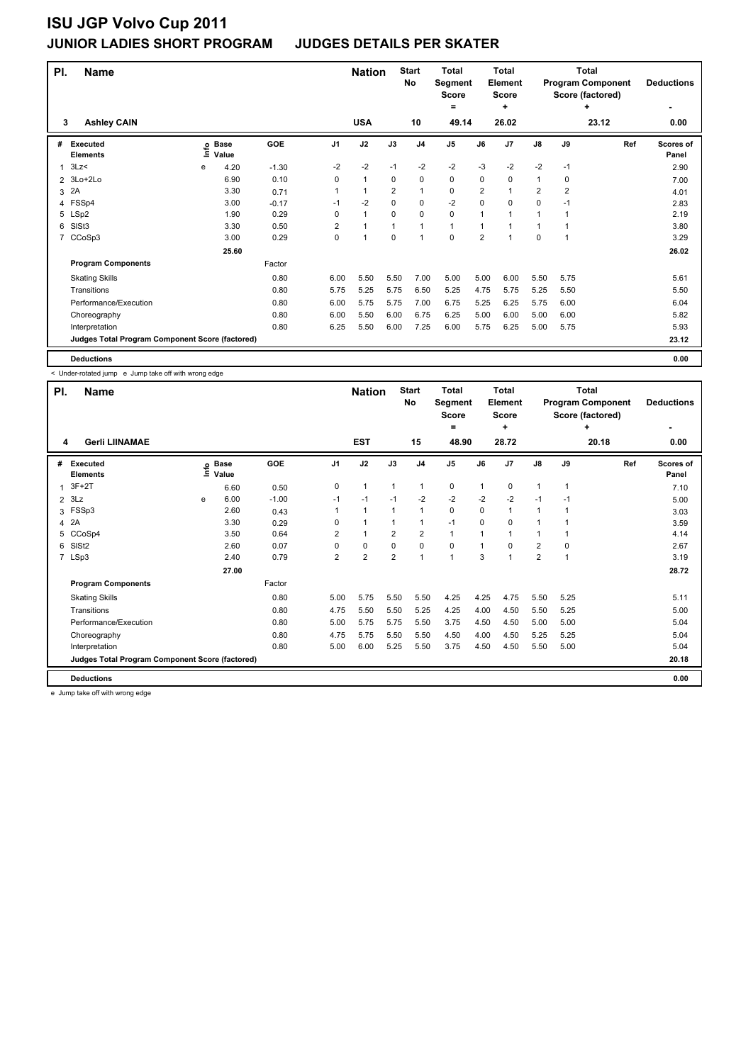# ISU JGP Volvo Cup 2011

## JUNIOR LADIES SHORT PROGRAM     JUDGES DETAILS PER SKATER

| Pl. | Name | Nation | Start No | Total Segment Score = | Total Element Score + | Total Program Component Score (factored) + | Deductions - |
|---|---|---|---|---|---|---|---|
| 3 | Ashley CAIN | USA | 10 | 49.14 | 26.02 | 23.12 | 0.00 |

| # | Executed Elements | Info | Base Value | GOE | J1 | J2 | J3 | J4 | J5 | J6 | J7 | J8 | J9 | Ref | Scores of Panel |
|---|---|---|---|---|---|---|---|---|---|---|---|---|---|---|---|
| 1 | 3Lz< | e | 4.20 | -1.30 | -2 | -2 | -1 | -2 | -2 | -3 | -2 | -2 | -1 | | 2.90 |
| 2 | 3Lo+2Lo | | 6.90 | 0.10 | 0 | 1 | 0 | 0 | 0 | 0 | 0 | 1 | 0 | | 7.00 |
| 3 | 2A | | 3.30 | 0.71 | 1 | 1 | 2 | 1 | 0 | 2 | 1 | 2 | 2 | | 4.01 |
| 4 | FSSp4 | | 3.00 | -0.17 | -1 | -2 | 0 | 0 | -2 | 0 | 0 | 0 | -1 | | 2.83 |
| 5 | LSp2 | | 1.90 | 0.29 | 0 | 1 | 0 | 0 | 0 | 1 | 1 | 1 | 1 | | 2.19 |
| 6 | SlSt3 | | 3.30 | 0.50 | 2 | 1 | 1 | 1 | 1 | 1 | 1 | 1 | 1 | | 3.80 |
| 7 | CCoSp3 | | 3.00 | 0.29 | 0 | 1 | 0 | 1 | 0 | 2 | 1 | 0 | 1 | | 3.29 |
| | | | 25.60 | | | | | | | | | | | | 26.02 |
| | **Program Components** | | | Factor | | | | | | | | | | | |
| | Skating Skills | | | 0.80 | 6.00 | 5.50 | 5.50 | 7.00 | 5.00 | 5.00 | 6.00 | 5.50 | 5.75 | | 5.61 |
| | Transitions | | | 0.80 | 5.75 | 5.25 | 5.75 | 6.50 | 5.25 | 4.75 | 5.75 | 5.25 | 5.50 | | 5.50 |
| | Performance/Execution | | | 0.80 | 6.00 | 5.75 | 5.75 | 7.00 | 6.75 | 5.25 | 6.25 | 5.75 | 6.00 | | 6.04 |
| | Choreography | | | 0.80 | 6.00 | 5.50 | 6.00 | 6.75 | 6.25 | 5.00 | 6.00 | 5.00 | 6.00 | | 5.82 |
| | Interpretation | | | 0.80 | 6.25 | 5.50 | 6.00 | 7.25 | 6.00 | 5.75 | 6.25 | 5.00 | 5.75 | | 5.93 |
| | **Judges Total Program Component Score (factored)** | | | | | | | | | | | | | | 23.12 |
| | **Deductions** | | | | | | | | | | | | | | 0.00 |

< Under-rotated jump   e Jump take off with wrong edge

| Pl. | Name | Nation | Start No | Total Segment Score = | Total Element Score + | Total Program Component Score (factored) + | Deductions - |
|---|---|---|---|---|---|---|---|
| 4 | Gerli LIINAMAE | EST | 15 | 48.90 | 28.72 | 20.18 | 0.00 |

| # | Executed Elements | Info | Base Value | GOE | J1 | J2 | J3 | J4 | J5 | J6 | J7 | J8 | J9 | Ref | Scores of Panel |
|---|---|---|---|---|---|---|---|---|---|---|---|---|---|---|---|
| 1 | 3F+2T | | 6.60 | 0.50 | 0 | 1 | 1 | 1 | 0 | 1 | 0 | 1 | 1 | | 7.10 |
| 2 | 3Lz | e | 6.00 | -1.00 | -1 | -1 | -1 | -2 | -2 | -2 | -2 | -1 | -1 | | 5.00 |
| 3 | FSSp3 | | 2.60 | 0.43 | 1 | 1 | 1 | 1 | 0 | 0 | 1 | 1 | 1 | | 3.03 |
| 4 | 2A | | 3.30 | 0.29 | 0 | 1 | 1 | 1 | -1 | 0 | 0 | 1 | 1 | | 3.59 |
| 5 | CCoSp4 | | 3.50 | 0.64 | 2 | 1 | 2 | 2 | 1 | 1 | 1 | 1 | 1 | | 4.14 |
| 6 | SlSt2 | | 2.60 | 0.07 | 0 | 0 | 0 | 0 | 0 | 1 | 0 | 2 | 0 | | 2.67 |
| 7 | LSp3 | | 2.40 | 0.79 | 2 | 2 | 2 | 1 | 1 | 3 | 1 | 2 | 1 | | 3.19 |
| | | | 27.00 | | | | | | | | | | | | 28.72 |
| | **Program Components** | | | Factor | | | | | | | | | | | |
| | Skating Skills | | | 0.80 | 5.00 | 5.75 | 5.50 | 5.50 | 4.25 | 4.25 | 4.75 | 5.50 | 5.25 | | 5.11 |
| | Transitions | | | 0.80 | 4.75 | 5.50 | 5.50 | 5.25 | 4.25 | 4.00 | 4.50 | 5.50 | 5.25 | | 5.00 |
| | Performance/Execution | | | 0.80 | 5.00 | 5.75 | 5.75 | 5.50 | 3.75 | 4.50 | 4.50 | 5.00 | 5.00 | | 5.04 |
| | Choreography | | | 0.80 | 4.75 | 5.75 | 5.50 | 5.50 | 4.50 | 4.00 | 4.50 | 5.25 | 5.25 | | 5.04 |
| | Interpretation | | | 0.80 | 5.00 | 6.00 | 5.25 | 5.50 | 3.75 | 4.50 | 4.50 | 5.50 | 5.00 | | 5.04 |
| | **Judges Total Program Component Score (factored)** | | | | | | | | | | | | | | 20.18 |
| | **Deductions** | | | | | | | | | | | | | | 0.00 |

e Jump take off with wrong edge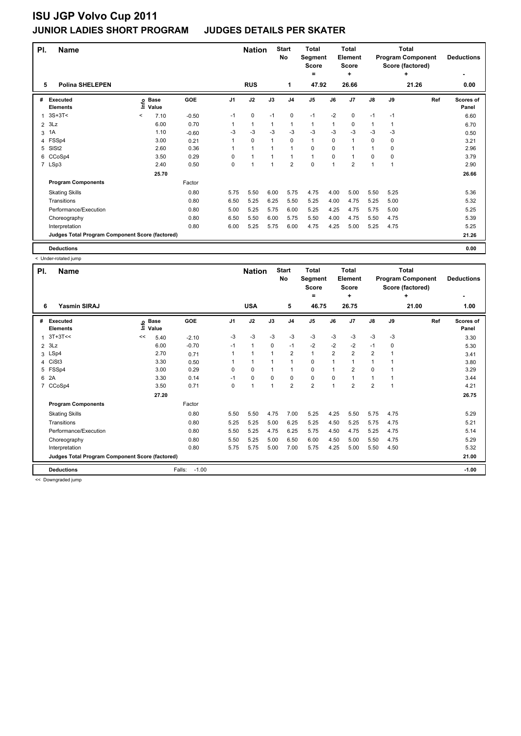# ISU JGP Volvo Cup 2011

## JUNIOR LADIES SHORT PROGRAM JUDGES DETAILS PER SKATER

| Pl. | Name | Nation | Start No | Total Segment Score = | Total Element Score + | Total Program Component Score (factored) + | Deductions - |
|---|---|---|---|---|---|---|---|
| 5 | Polina SHELEPEN | RUS | 1 | 47.92 | 26.66 | 21.26 | 0.00 |

| # | Executed Elements | Info | Base Value | GOE | J1 | J2 | J3 | J4 | J5 | J6 | J7 | J8 | J9 | Ref | Scores of Panel |
|---|---|---|---|---|---|---|---|---|---|---|---|---|---|---|---|
| 1 | 3S+3T< | < | 7.10 | -0.50 | -1 | 0 | -1 | 0 | -1 | -2 | 0 | -1 | -1 | | 6.60 |
| 2 | 3Lz | | 6.00 | 0.70 | 1 | 1 | 1 | 1 | 1 | 1 | 0 | 1 | 1 | | 6.70 |
| 3 | 1A | | 1.10 | -0.60 | -3 | -3 | -3 | -3 | -3 | -3 | -3 | -3 | -3 | | 0.50 |
| 4 | FSSp4 | | 3.00 | 0.21 | 1 | 0 | 1 | 0 | 1 | 0 | 1 | 0 | 0 | | 3.21 |
| 5 | SlSt2 | | 2.60 | 0.36 | 1 | 1 | 1 | 1 | 0 | 0 | 1 | 1 | 0 | | 2.96 |
| 6 | CCoSp4 | | 3.50 | 0.29 | 0 | 1 | 1 | 1 | 1 | 0 | 1 | 0 | 0 | | 3.79 |
| 7 | LSp3 | | 2.40 | 0.50 | 0 | 1 | 1 | 2 | 0 | 1 | 2 | 1 | 1 | | 2.90 |
| | | | 25.70 | | | | | | | | | | | | 26.66 |
| | **Program Components** | | | Factor | | | | | | | | | | | |
| | Skating Skills | | | 0.80 | 5.75 | 5.50 | 6.00 | 5.75 | 4.75 | 4.00 | 5.00 | 5.50 | 5.25 | | 5.36 |
| | Transitions | | | 0.80 | 6.50 | 5.25 | 6.25 | 5.50 | 5.25 | 4.00 | 4.75 | 5.25 | 5.00 | | 5.32 |
| | Performance/Execution | | | 0.80 | 5.00 | 5.25 | 5.75 | 6.00 | 5.25 | 4.25 | 4.75 | 5.75 | 5.00 | | 5.25 |
| | Choreography | | | 0.80 | 6.50 | 5.50 | 6.00 | 5.75 | 5.50 | 4.00 | 4.75 | 5.50 | 4.75 | | 5.39 |
| | Interpretation | | | 0.80 | 6.00 | 5.25 | 5.75 | 6.00 | 4.75 | 4.25 | 5.00 | 5.25 | 4.75 | | 5.25 |
| | **Judges Total Program Component Score (factored)** | | | | | | | | | | | | | | 21.26 |
| | **Deductions** | | | | | | | | | | | | | | 0.00 |

< Under-rotated jump

| Pl. | Name | Nation | Start No | Total Segment Score = | Total Element Score + | Total Program Component Score (factored) + | Deductions - |
|---|---|---|---|---|---|---|---|
| 6 | Yasmin SIRAJ | USA | 5 | 46.75 | 26.75 | 21.00 | 1.00 |

| # | Executed Elements | Info | Base Value | GOE | J1 | J2 | J3 | J4 | J5 | J6 | J7 | J8 | J9 | Ref | Scores of Panel |
|---|---|---|---|---|---|---|---|---|---|---|---|---|---|---|---|
| 1 | 3T+3T<< | << | 5.40 | -2.10 | -3 | -3 | -3 | -3 | -3 | -3 | -3 | -3 | -3 | | 3.30 |
| 2 | 3Lz | | 6.00 | -0.70 | -1 | 1 | 0 | -1 | -2 | -2 | -2 | -1 | 0 | | 5.30 |
| 3 | LSp4 | | 2.70 | 0.71 | 1 | 1 | 1 | 2 | 1 | 2 | 2 | 2 | 1 | | 3.41 |
| 4 | CiSt3 | | 3.30 | 0.50 | 1 | 1 | 1 | 1 | 0 | 1 | 1 | 1 | 1 | | 3.80 |
| 5 | FSSp4 | | 3.00 | 0.29 | 0 | 0 | 1 | 1 | 0 | 1 | 2 | 0 | 1 | | 3.29 |
| 6 | 2A | | 3.30 | 0.14 | -1 | 0 | 0 | 0 | 0 | 0 | 1 | 1 | 1 | | 3.44 |
| 7 | CCoSp4 | | 3.50 | 0.71 | 0 | 1 | 1 | 2 | 2 | 1 | 2 | 2 | 1 | | 4.21 |
| | | | 27.20 | | | | | | | | | | | | 26.75 |
| | **Program Components** | | | Factor | | | | | | | | | | | |
| | Skating Skills | | | 0.80 | 5.50 | 5.50 | 4.75 | 7.00 | 5.25 | 4.25 | 5.50 | 5.75 | 4.75 | | 5.29 |
| | Transitions | | | 0.80 | 5.25 | 5.25 | 5.00 | 6.25 | 5.25 | 4.50 | 5.25 | 5.75 | 4.75 | | 5.21 |
| | Performance/Execution | | | 0.80 | 5.50 | 5.25 | 4.75 | 6.25 | 5.75 | 4.50 | 4.75 | 5.25 | 4.75 | | 5.14 |
| | Choreography | | | 0.80 | 5.50 | 5.25 | 5.00 | 6.50 | 6.00 | 4.50 | 5.00 | 5.50 | 4.75 | | 5.29 |
| | Interpretation | | | 0.80 | 5.75 | 5.75 | 5.00 | 7.00 | 5.75 | 4.25 | 5.00 | 5.50 | 4.50 | | 5.32 |
| | **Judges Total Program Component Score (factored)** | | | | | | | | | | | | | | 21.00 |
| | **Deductions** | | | Falls: -1.00 | | | | | | | | | | | -1.00 |

<< Downgraded jump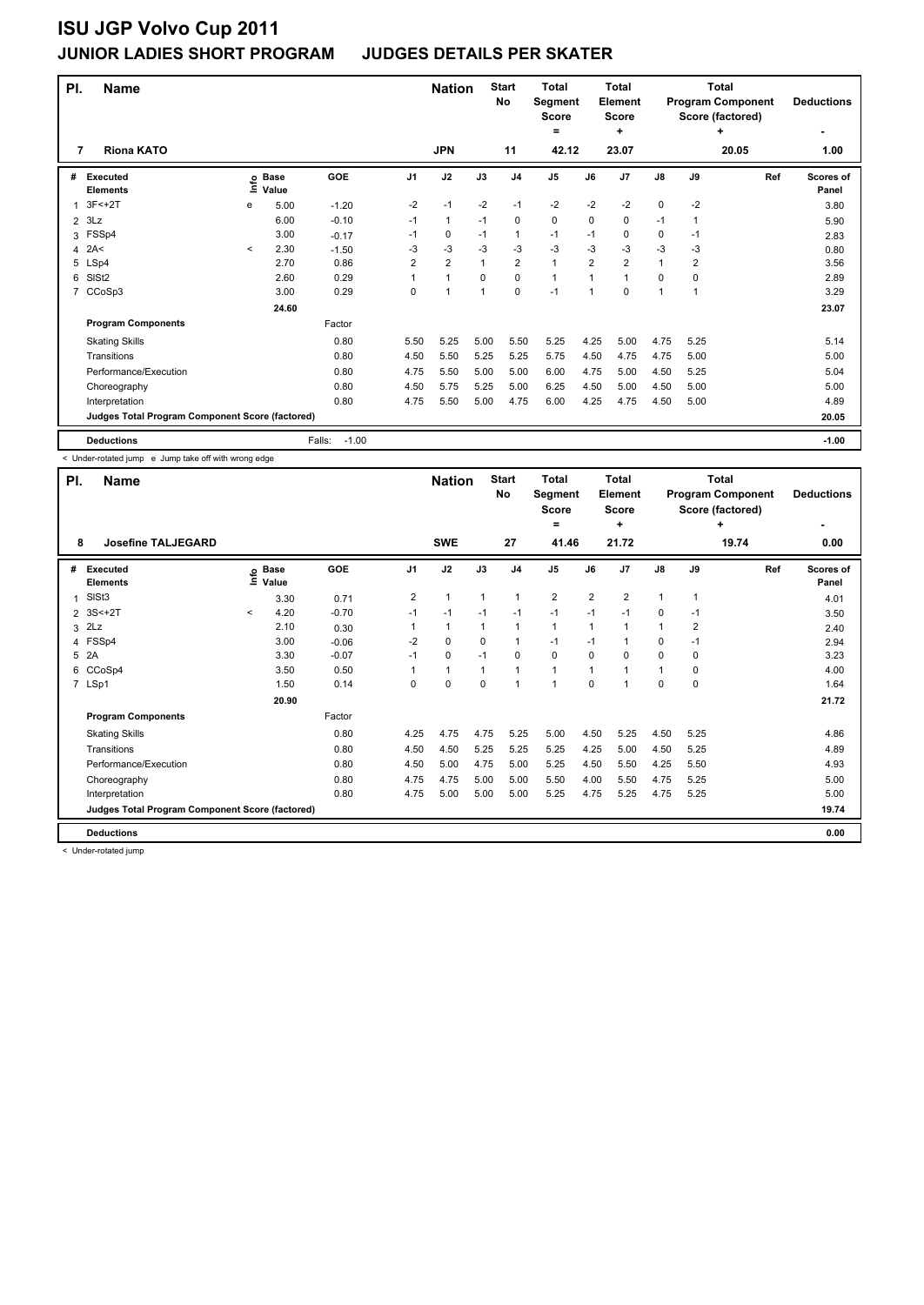# ISU JGP Volvo Cup 2011

## JUNIOR LADIES SHORT PROGRAM JUDGES DETAILS PER SKATER

| Pl. | Name | Nation | Start No | Total Segment Score = | Total Element Score + | Total Program Component Score (factored) + | Deductions - |
|---|---|---|---|---|---|---|---|
| 7 | Riona KATO | JPN | 11 | 42.12 | 23.07 | 20.05 | 1.00 |

| # | Executed Elements | Info | Base Value | GOE | J1 | J2 | J3 | J4 | J5 | J6 | J7 | J8 | J9 | Ref | Scores of Panel |
|---|---|---|---|---|---|---|---|---|---|---|---|---|---|---|---|
| 1 | 3F<+2T | e | 5.00 | -1.20 | -2 | -1 | -2 | -1 | -2 | -2 | -2 | 0 | -2 | | 3.80 |
| 2 | 3Lz | | 6.00 | -0.10 | -1 | 1 | -1 | 0 | 0 | 0 | 0 | -1 | 1 | | 5.90 |
| 3 | FSSp4 | | 3.00 | -0.17 | -1 | 0 | -1 | 1 | -1 | -1 | 0 | 0 | -1 | | 2.83 |
| 4 | 2A< | < | 2.30 | -1.50 | -3 | -3 | -3 | -3 | -3 | -3 | -3 | -3 | -3 | | 0.80 |
| 5 | LSp4 | | 2.70 | 0.86 | 2 | 2 | 1 | 2 | 1 | 2 | 2 | 1 | 2 | | 3.56 |
| 6 | SlSt2 | | 2.60 | 0.29 | 1 | 1 | 0 | 0 | 1 | 1 | 1 | 0 | 0 | | 2.89 |
| 7 | CCoSp3 | | 3.00 | 0.29 | 0 | 1 | 1 | 0 | -1 | 1 | 0 | 1 | 1 | | 3.29 |
| | | | 24.60 | | | | | | | | | | | | 23.07 |
| | **Program Components** | | | Factor | | | | | | | | | | | |
| | Skating Skills | | | 0.80 | 5.50 | 5.25 | 5.00 | 5.50 | 5.25 | 4.25 | 5.00 | 4.75 | 5.25 | | 5.14 |
| | Transitions | | | 0.80 | 4.50 | 5.50 | 5.25 | 5.25 | 5.75 | 4.50 | 4.75 | 4.75 | 5.00 | | 5.00 |
| | Performance/Execution | | | 0.80 | 4.75 | 5.50 | 5.00 | 5.00 | 6.00 | 4.75 | 5.00 | 4.50 | 5.25 | | 5.04 |
| | Choreography | | | 0.80 | 4.50 | 5.75 | 5.25 | 5.00 | 6.25 | 4.50 | 5.00 | 4.50 | 5.00 | | 5.00 |
| | Interpretation | | | 0.80 | 4.75 | 5.50 | 5.00 | 4.75 | 6.00 | 4.25 | 4.75 | 4.50 | 5.00 | | 4.89 |
| | **Judges Total Program Component Score (factored)** | | | | | | | | | | | | | | 20.05 |
| | **Deductions** | | | Falls: -1.00 | | | | | | | | | | | -1.00 |

< Under-rotated jump e Jump take off with wrong edge

| Pl. | Name | Nation | Start No | Total Segment Score = | Total Element Score + | Total Program Component Score (factored) + | Deductions - |
|---|---|---|---|---|---|---|---|
| 8 | Josefine TALJEGARD | SWE | 27 | 41.46 | 21.72 | 19.74 | 0.00 |

| # | Executed Elements | Info | Base Value | GOE | J1 | J2 | J3 | J4 | J5 | J6 | J7 | J8 | J9 | Ref | Scores of Panel |
|---|---|---|---|---|---|---|---|---|---|---|---|---|---|---|---|
| 1 | SlSt3 | | 3.30 | 0.71 | 2 | 1 | 1 | 1 | 2 | 2 | 2 | 1 | 1 | | 4.01 |
| 2 | 3S<+2T | < | 4.20 | -0.70 | -1 | -1 | -1 | -1 | -1 | -1 | -1 | 0 | -1 | | 3.50 |
| 3 | 2Lz | | 2.10 | 0.30 | 1 | 1 | 1 | 1 | 1 | 1 | 1 | 1 | 2 | | 2.40 |
| 4 | FSSp4 | | 3.00 | -0.06 | -2 | 0 | 0 | 1 | -1 | -1 | 1 | 0 | -1 | | 2.94 |
| 5 | 2A | | 3.30 | -0.07 | -1 | 0 | -1 | 0 | 0 | 0 | 0 | 0 | 0 | | 3.23 |
| 6 | CCoSp4 | | 3.50 | 0.50 | 1 | 1 | 1 | 1 | 1 | 1 | 1 | 1 | 0 | | 4.00 |
| 7 | LSp1 | | 1.50 | 0.14 | 0 | 0 | 0 | 1 | 1 | 0 | 1 | 0 | 0 | | 1.64 |
| | | | 20.90 | | | | | | | | | | | | 21.72 |
| | **Program Components** | | | Factor | | | | | | | | | | | |
| | Skating Skills | | | 0.80 | 4.25 | 4.75 | 4.75 | 5.25 | 5.00 | 4.50 | 5.25 | 4.50 | 5.25 | | 4.86 |
| | Transitions | | | 0.80 | 4.50 | 4.50 | 5.25 | 5.25 | 5.25 | 4.25 | 5.00 | 4.50 | 5.25 | | 4.89 |
| | Performance/Execution | | | 0.80 | 4.50 | 5.00 | 4.75 | 5.00 | 5.25 | 4.50 | 5.50 | 4.25 | 5.50 | | 4.93 |
| | Choreography | | | 0.80 | 4.75 | 4.75 | 5.00 | 5.00 | 5.50 | 4.00 | 5.50 | 4.75 | 5.25 | | 5.00 |
| | Interpretation | | | 0.80 | 4.75 | 5.00 | 5.00 | 5.00 | 5.25 | 4.75 | 5.25 | 4.75 | 5.25 | | 5.00 |
| | **Judges Total Program Component Score (factored)** | | | | | | | | | | | | | | 19.74 |
| | **Deductions** | | | | | | | | | | | | | | 0.00 |

< Under-rotated jump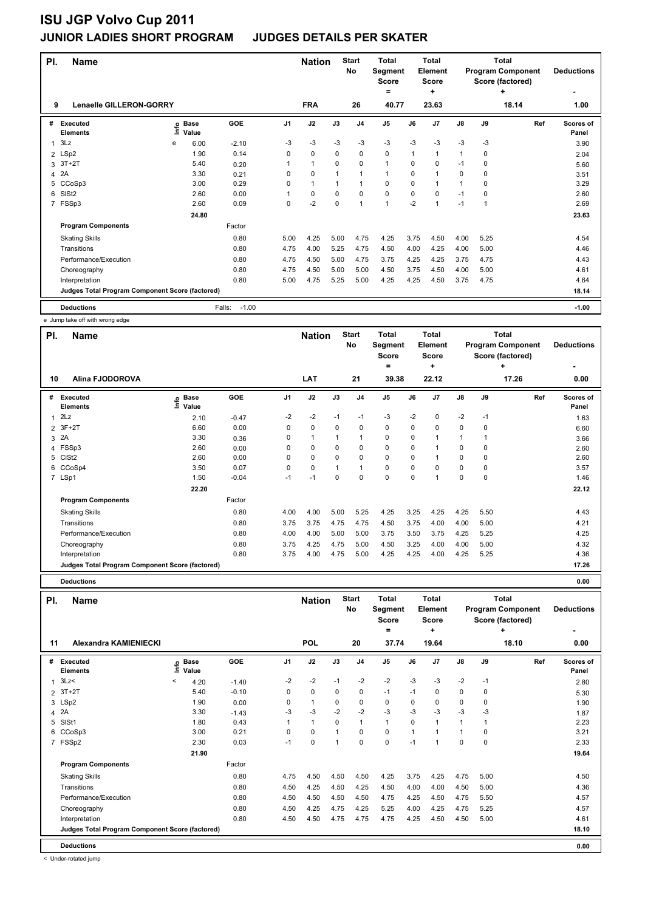# ISU JGP Volvo Cup 2011

## JUNIOR LADIES SHORT PROGRAM JUDGES DETAILS PER SKATER

| Pl. | Name | Nation | Start No | Total Segment Score = | Total Element Score + | Total Program Component Score (factored) + | Deductions - |
|---|---|---|---|---|---|---|---|
| 9 | Lenaelle GILLERON-GORRY | FRA | 26 | 40.77 | 23.63 | 18.14 | 1.00 |

| # | Executed Elements | Info | Base Value | GOE | J1 | J2 | J3 | J4 | J5 | J6 | J7 | J8 | J9 | Ref | Scores of Panel |
|---|---|---|---|---|---|---|---|---|---|---|---|---|---|---|---|
| 1 | 3Lz | e | 6.00 | -2.10 | -3 | -3 | -3 | -3 | -3 | -3 | -3 | -3 | -3 | | 3.90 |
| 2 | LSp2 | | 1.90 | 0.14 | 0 | 0 | 0 | 0 | 0 | 1 | 1 | 1 | 0 | | 2.04 |
| 3 | 3T+2T | | 5.40 | 0.20 | 1 | 1 | 0 | 0 | 1 | 0 | 0 | -1 | 0 | | 5.60 |
| 4 | 2A | | 3.30 | 0.21 | 0 | 0 | 1 | 1 | 1 | 0 | 1 | 0 | 0 | | 3.51 |
| 5 | CCoSp3 | | 3.00 | 0.29 | 0 | 1 | 1 | 1 | 0 | 0 | 1 | 1 | 0 | | 3.29 |
| 6 | SlSt2 | | 2.60 | 0.00 | 1 | 0 | 0 | 0 | 0 | 0 | 0 | -1 | 0 | | 2.60 |
| 7 | FSSp3 | | 2.60 | 0.09 | 0 | -2 | 0 | 1 | 1 | -2 | 1 | -1 | 1 | | 2.69 |
| | | | 24.80 | | | | | | | | | | | | 23.63 |
| | **Program Components** | | | Factor | | | | | | | | | | | |
| | Skating Skills | | | 0.80 | 5.00 | 4.25 | 5.00 | 4.75 | 4.25 | 3.75 | 4.50 | 4.00 | 5.25 | | 4.54 |
| | Transitions | | | 0.80 | 4.75 | 4.00 | 5.25 | 4.75 | 4.50 | 4.00 | 4.25 | 4.00 | 5.00 | | 4.46 |
| | Performance/Execution | | | 0.80 | 4.75 | 4.50 | 5.00 | 4.75 | 3.75 | 4.25 | 4.25 | 3.75 | 4.75 | | 4.43 |
| | Choreography | | | 0.80 | 4.75 | 4.50 | 5.00 | 5.00 | 4.50 | 3.75 | 4.50 | 4.00 | 5.00 | | 4.61 |
| | Interpretation | | | 0.80 | 5.00 | 4.75 | 5.25 | 5.00 | 4.25 | 4.25 | 4.50 | 3.75 | 4.75 | | 4.64 |
| | Judges Total Program Component Score (factored) | | | | | | | | | | | | | | 18.14 |
| | **Deductions** | | | Falls: -1.00 | | | | | | | | | | | -1.00 |

e Jump take off with wrong edge

| Pl. | Name | Nation | Start No | Total Segment Score = | Total Element Score + | Total Program Component Score (factored) + | Deductions - |
|---|---|---|---|---|---|---|---|
| 10 | Alina FJODOROVA | LAT | 21 | 39.38 | 22.12 | 17.26 | 0.00 |

| # | Executed Elements | Info | Base Value | GOE | J1 | J2 | J3 | J4 | J5 | J6 | J7 | J8 | J9 | Ref | Scores of Panel |
|---|---|---|---|---|---|---|---|---|---|---|---|---|---|---|---|
| 1 | 2Lz | | 2.10 | -0.47 | -2 | -2 | -1 | -1 | -3 | -2 | 0 | -2 | -1 | | 1.63 |
| 2 | 3F+2T | | 6.60 | 0.00 | 0 | 0 | 0 | 0 | 0 | 0 | 0 | 0 | 0 | | 6.60 |
| 3 | 2A | | 3.30 | 0.36 | 0 | 1 | 1 | 1 | 0 | 0 | 1 | 1 | 1 | | 3.66 |
| 4 | FSSp3 | | 2.60 | 0.00 | 0 | 0 | 0 | 0 | 0 | 0 | 1 | 0 | 0 | | 2.60 |
| 5 | CiSt2 | | 2.60 | 0.00 | 0 | 0 | 0 | 0 | 0 | 0 | 1 | 0 | 0 | | 2.60 |
| 6 | CCoSp4 | | 3.50 | 0.07 | 0 | 0 | 1 | 1 | 0 | 0 | 0 | 0 | 0 | | 3.57 |
| 7 | LSp1 | | 1.50 | -0.04 | -1 | -1 | 0 | 0 | 0 | 0 | 1 | 0 | 0 | | 1.46 |
| | | | 22.20 | | | | | | | | | | | | 22.12 |
| | **Program Components** | | | Factor | | | | | | | | | | | |
| | Skating Skills | | | 0.80 | 4.00 | 4.00 | 5.00 | 5.25 | 4.25 | 3.25 | 4.25 | 4.25 | 5.50 | | 4.43 |
| | Transitions | | | 0.80 | 3.75 | 3.75 | 4.75 | 4.75 | 4.50 | 3.75 | 4.00 | 4.00 | 5.00 | | 4.21 |
| | Performance/Execution | | | 0.80 | 4.00 | 4.00 | 5.00 | 5.00 | 3.75 | 3.50 | 3.75 | 4.25 | 5.25 | | 4.25 |
| | Choreography | | | 0.80 | 3.75 | 4.25 | 4.75 | 5.00 | 4.50 | 3.25 | 4.00 | 4.00 | 5.00 | | 4.32 |
| | Interpretation | | | 0.80 | 3.75 | 4.00 | 4.75 | 5.00 | 4.25 | 4.25 | 4.00 | 4.25 | 5.25 | | 4.36 |
| | Judges Total Program Component Score (factored) | | | | | | | | | | | | | | 17.26 |
| | **Deductions** | | | | | | | | | | | | | | 0.00 |

| Pl. | Name | Nation | Start No | Total Segment Score = | Total Element Score + | Total Program Component Score (factored) + | Deductions - |
|---|---|---|---|---|---|---|---|
| 11 | Alexandra KAMIENIECKI | POL | 20 | 37.74 | 19.64 | 18.10 | 0.00 |

| # | Executed Elements | Info | Base Value | GOE | J1 | J2 | J3 | J4 | J5 | J6 | J7 | J8 | J9 | Ref | Scores of Panel |
|---|---|---|---|---|---|---|---|---|---|---|---|---|---|---|---|
| 1 | 3Lz< | < | 4.20 | -1.40 | -2 | -2 | -1 | -2 | -2 | -3 | -3 | -2 | -1 | | 2.80 |
| 2 | 3T+2T | | 5.40 | -0.10 | 0 | 0 | 0 | 0 | -1 | -1 | 0 | 0 | 0 | | 5.30 |
| 3 | LSp2 | | 1.90 | 0.00 | 0 | 1 | 0 | 0 | 0 | 0 | 0 | 0 | 0 | | 1.90 |
| 4 | 2A | | 3.30 | -1.43 | -3 | -3 | -2 | -2 | -3 | -3 | -3 | -3 | -3 | | 1.87 |
| 5 | SlSt1 | | 1.80 | 0.43 | 1 | 1 | 0 | 1 | 1 | 0 | 1 | 1 | 1 | | 2.23 |
| 6 | CCoSp3 | | 3.00 | 0.21 | 0 | 0 | 1 | 0 | 0 | 1 | 1 | 1 | 0 | | 3.21 |
| 7 | FSSp2 | | 2.30 | 0.03 | -1 | 0 | 1 | 0 | 0 | -1 | 1 | 0 | 0 | | 2.33 |
| | | | 21.90 | | | | | | | | | | | | 19.64 |
| | **Program Components** | | | Factor | | | | | | | | | | | |
| | Skating Skills | | | 0.80 | 4.75 | 4.50 | 4.50 | 4.50 | 4.25 | 3.75 | 4.25 | 4.75 | 5.00 | | 4.50 |
| | Transitions | | | 0.80 | 4.50 | 4.25 | 4.50 | 4.25 | 4.50 | 4.00 | 4.00 | 4.50 | 5.00 | | 4.36 |
| | Performance/Execution | | | 0.80 | 4.50 | 4.50 | 4.50 | 4.50 | 4.75 | 4.25 | 4.50 | 4.75 | 5.50 | | 4.57 |
| | Choreography | | | 0.80 | 4.50 | 4.25 | 4.75 | 4.25 | 5.25 | 4.00 | 4.25 | 4.75 | 5.25 | | 4.57 |
| | Interpretation | | | 0.80 | 4.50 | 4.50 | 4.75 | 4.75 | 4.75 | 4.25 | 4.50 | 4.50 | 5.00 | | 4.61 |
| | Judges Total Program Component Score (factored) | | | | | | | | | | | | | | 18.10 |
| | **Deductions** | | | | | | | | | | | | | | 0.00 |

< Under-rotated jump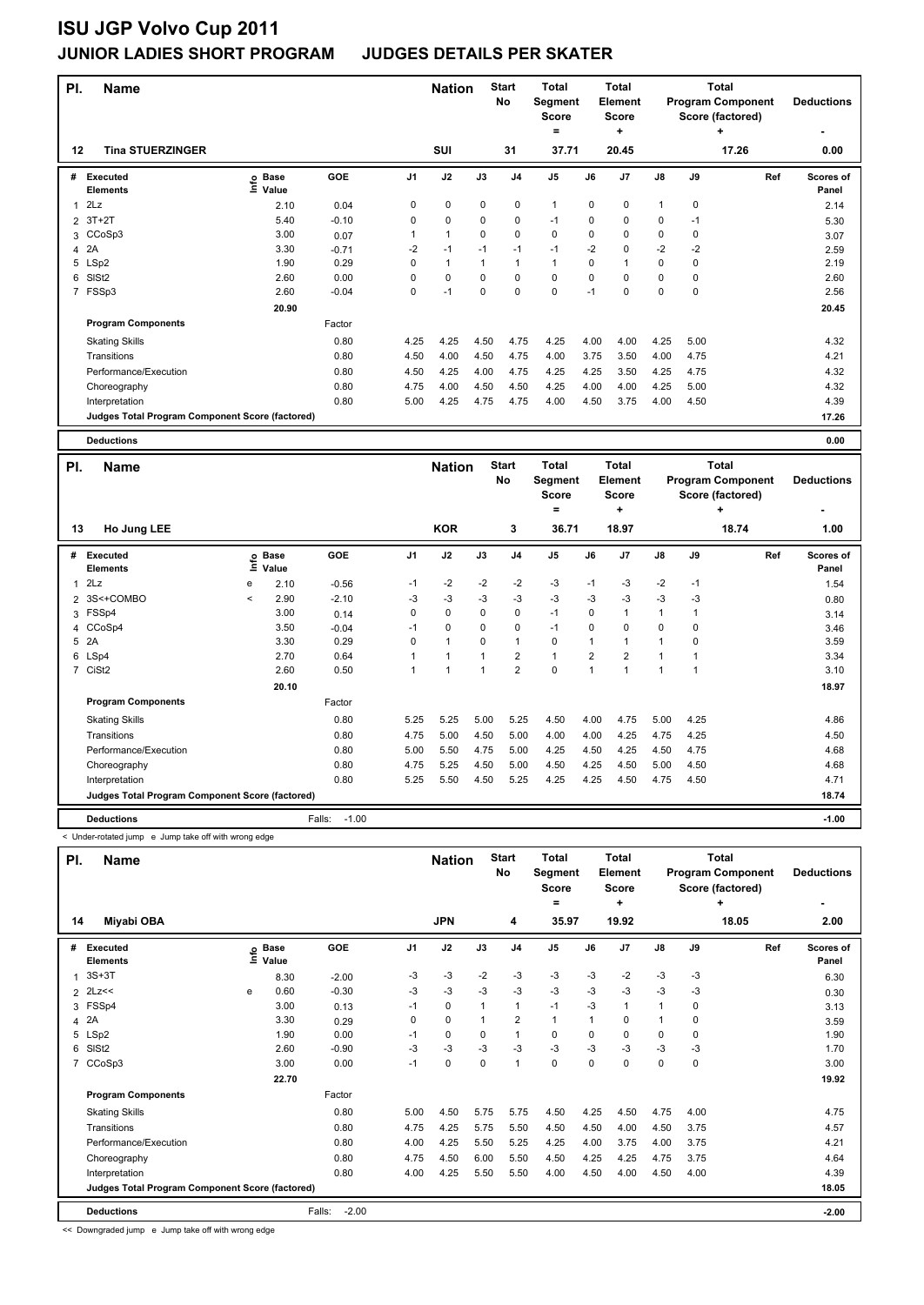# ISU JGP Volvo Cup 2011

## JUNIOR LADIES SHORT PROGRAM JUDGES DETAILS PER SKATER

| Pl. | Name | Nation | Start No | Total Segment Score = | Total Element Score + | Total Program Component Score (factored) + | Deductions - |
|---|---|---|---|---|---|---|---|
| 12 | Tina STUERZINGER | SUI | 31 | 37.71 | 20.45 | 17.26 | 0.00 |

| # | Executed Elements | Info | Base Value | GOE | J1 | J2 | J3 | J4 | J5 | J6 | J7 | J8 | J9 | Ref | Scores of Panel |
|---|---|---|---|---|---|---|---|---|---|---|---|---|---|---|---|
| 1 | 2Lz | | 2.10 | 0.04 | 0 | 0 | 0 | 0 | 1 | 0 | 0 | 1 | 0 | | 2.14 |
| 2 | 3T+2T | | 5.40 | -0.10 | 0 | 0 | 0 | 0 | -1 | 0 | 0 | 0 | -1 | | 5.30 |
| 3 | CCoSp3 | | 3.00 | 0.07 | 1 | 1 | 0 | 0 | 0 | 0 | 0 | 0 | 0 | | 3.07 |
| 4 | 2A | | 3.30 | -0.71 | -2 | -1 | -1 | -1 | -1 | -2 | 0 | -2 | -2 | | 2.59 |
| 5 | LSp2 | | 1.90 | 0.29 | 0 | 1 | 1 | 1 | 1 | 0 | 1 | 0 | 0 | | 2.19 |
| 6 | SlSt2 | | 2.60 | 0.00 | 0 | 0 | 0 | 0 | 0 | 0 | 0 | 0 | 0 | | 2.60 |
| 7 | FSSp3 | | 2.60 | -0.04 | 0 | -1 | 0 | 0 | 0 | -1 | 0 | 0 | 0 | | 2.56 |
| | | | 20.90 | | | | | | | | | | | | 20.45 |
| | **Program Components** | | | Factor | | | | | | | | | | | |
| | Skating Skills | | | 0.80 | 4.25 | 4.25 | 4.50 | 4.75 | 4.25 | 4.00 | 4.00 | 4.25 | 5.00 | | 4.32 |
| | Transitions | | | 0.80 | 4.50 | 4.00 | 4.50 | 4.75 | 4.00 | 3.75 | 3.50 | 4.00 | 4.75 | | 4.21 |
| | Performance/Execution | | | 0.80 | 4.50 | 4.25 | 4.00 | 4.75 | 4.25 | 4.25 | 3.50 | 4.25 | 4.75 | | 4.32 |
| | Choreography | | | 0.80 | 4.75 | 4.00 | 4.50 | 4.50 | 4.25 | 4.00 | 4.00 | 4.25 | 5.00 | | 4.32 |
| | Interpretation | | | 0.80 | 5.00 | 4.25 | 4.75 | 4.75 | 4.00 | 4.50 | 3.75 | 4.00 | 4.50 | | 4.39 |
| | **Judges Total Program Component Score (factored)** | | | | | | | | | | | | | | 17.26 |
| | **Deductions** | | | | | | | | | | | | | | 0.00 |

| Pl. | Name | Nation | Start No | Total Segment Score = | Total Element Score + | Total Program Component Score (factored) + | Deductions - |
|---|---|---|---|---|---|---|---|
| 13 | Ho Jung LEE | KOR | 3 | 36.71 | 18.97 | 18.74 | 1.00 |

| # | Executed Elements | Info | Base Value | GOE | J1 | J2 | J3 | J4 | J5 | J6 | J7 | J8 | J9 | Ref | Scores of Panel |
|---|---|---|---|---|---|---|---|---|---|---|---|---|---|---|---|
| 1 | 2Lz | e | 2.10 | -0.56 | -1 | -2 | -2 | -2 | -3 | -1 | -3 | -2 | -1 | | 1.54 |
| 2 | 3S<+COMBO | < | 2.90 | -2.10 | -3 | -3 | -3 | -3 | -3 | -3 | -3 | -3 | -3 | | 0.80 |
| 3 | FSSp4 | | 3.00 | 0.14 | 0 | 0 | 0 | 0 | -1 | 0 | 1 | 1 | 1 | | 3.14 |
| 4 | CCoSp4 | | 3.50 | -0.04 | -1 | 0 | 0 | 0 | -1 | 0 | 0 | 0 | 0 | | 3.46 |
| 5 | 2A | | 3.30 | 0.29 | 0 | 1 | 0 | 1 | 0 | 1 | 1 | 1 | 0 | | 3.59 |
| 6 | LSp4 | | 2.70 | 0.64 | 1 | 1 | 1 | 2 | 1 | 2 | 2 | 1 | 1 | | 3.34 |
| 7 | CiSt2 | | 2.60 | 0.50 | 1 | 1 | 1 | 2 | 0 | 1 | 1 | 1 | 1 | | 3.10 |
| | | | 20.10 | | | | | | | | | | | | 18.97 |
| | **Program Components** | | | Factor | | | | | | | | | | | |
| | Skating Skills | | | 0.80 | 5.25 | 5.25 | 5.00 | 5.25 | 4.50 | 4.00 | 4.75 | 5.00 | 4.25 | | 4.86 |
| | Transitions | | | 0.80 | 4.75 | 5.00 | 4.50 | 5.00 | 4.00 | 4.00 | 4.25 | 4.75 | 4.25 | | 4.50 |
| | Performance/Execution | | | 0.80 | 5.00 | 5.50 | 4.75 | 5.00 | 4.25 | 4.50 | 4.25 | 4.50 | 4.75 | | 4.68 |
| | Choreography | | | 0.80 | 4.75 | 5.25 | 4.50 | 5.00 | 4.50 | 4.25 | 4.50 | 5.00 | 4.50 | | 4.68 |
| | Interpretation | | | 0.80 | 5.25 | 5.50 | 4.50 | 5.25 | 4.25 | 4.25 | 4.50 | 4.75 | 4.50 | | 4.71 |
| | **Judges Total Program Component Score (factored)** | | | | | | | | | | | | | | 18.74 |
| | **Deductions** | | | Falls: -1.00 | | | | | | | | | | | -1.00 |

< Under-rotated jump e Jump take off with wrong edge

| Pl. | Name | Nation | Start No | Total Segment Score = | Total Element Score + | Total Program Component Score (factored) + | Deductions - |
|---|---|---|---|---|---|---|---|
| 14 | Miyabi OBA | JPN | 4 | 35.97 | 19.92 | 18.05 | 2.00 |

| # | Executed Elements | Info | Base Value | GOE | J1 | J2 | J3 | J4 | J5 | J6 | J7 | J8 | J9 | Ref | Scores of Panel |
|---|---|---|---|---|---|---|---|---|---|---|---|---|---|---|---|
| 1 | 3S+3T | | 8.30 | -2.00 | -3 | -3 | -2 | -3 | -3 | -3 | -2 | -3 | -3 | | 6.30 |
| 2 | 2Lz<< | e | 0.60 | -0.30 | -3 | -3 | -3 | -3 | -3 | -3 | -3 | -3 | -3 | | 0.30 |
| 3 | FSSp4 | | 3.00 | 0.13 | -1 | 0 | 1 | 1 | -1 | -3 | 1 | 1 | 0 | | 3.13 |
| 4 | 2A | | 3.30 | 0.29 | 0 | 0 | 1 | 2 | 1 | 1 | 0 | 1 | 0 | | 3.59 |
| 5 | LSp2 | | 1.90 | 0.00 | -1 | 0 | 0 | 1 | 0 | 0 | 0 | 0 | 0 | | 1.90 |
| 6 | SlSt2 | | 2.60 | -0.90 | -3 | -3 | -3 | -3 | -3 | -3 | -3 | -3 | -3 | | 1.70 |
| 7 | CCoSp3 | | 3.00 | 0.00 | -1 | 0 | 0 | 1 | 0 | 0 | 0 | 0 | 0 | | 3.00 |
| | | | 22.70 | | | | | | | | | | | | 19.92 |
| | **Program Components** | | | Factor | | | | | | | | | | | |
| | Skating Skills | | | 0.80 | 5.00 | 4.50 | 5.75 | 5.75 | 4.50 | 4.25 | 4.50 | 4.75 | 4.00 | | 4.75 |
| | Transitions | | | 0.80 | 4.75 | 4.25 | 5.75 | 5.50 | 4.50 | 4.50 | 4.00 | 4.50 | 3.75 | | 4.57 |
| | Performance/Execution | | | 0.80 | 4.00 | 4.25 | 5.50 | 5.25 | 4.25 | 4.00 | 3.75 | 4.00 | 3.75 | | 4.21 |
| | Choreography | | | 0.80 | 4.75 | 4.50 | 6.00 | 5.50 | 4.50 | 4.25 | 4.25 | 4.75 | 3.75 | | 4.64 |
| | Interpretation | | | 0.80 | 4.00 | 4.25 | 5.50 | 5.50 | 4.00 | 4.50 | 4.00 | 4.50 | 4.00 | | 4.39 |
| | **Judges Total Program Component Score (factored)** | | | | | | | | | | | | | | 18.05 |
| | **Deductions** | | | Falls: -2.00 | | | | | | | | | | | -2.00 |

<< Downgraded jump e Jump take off with wrong edge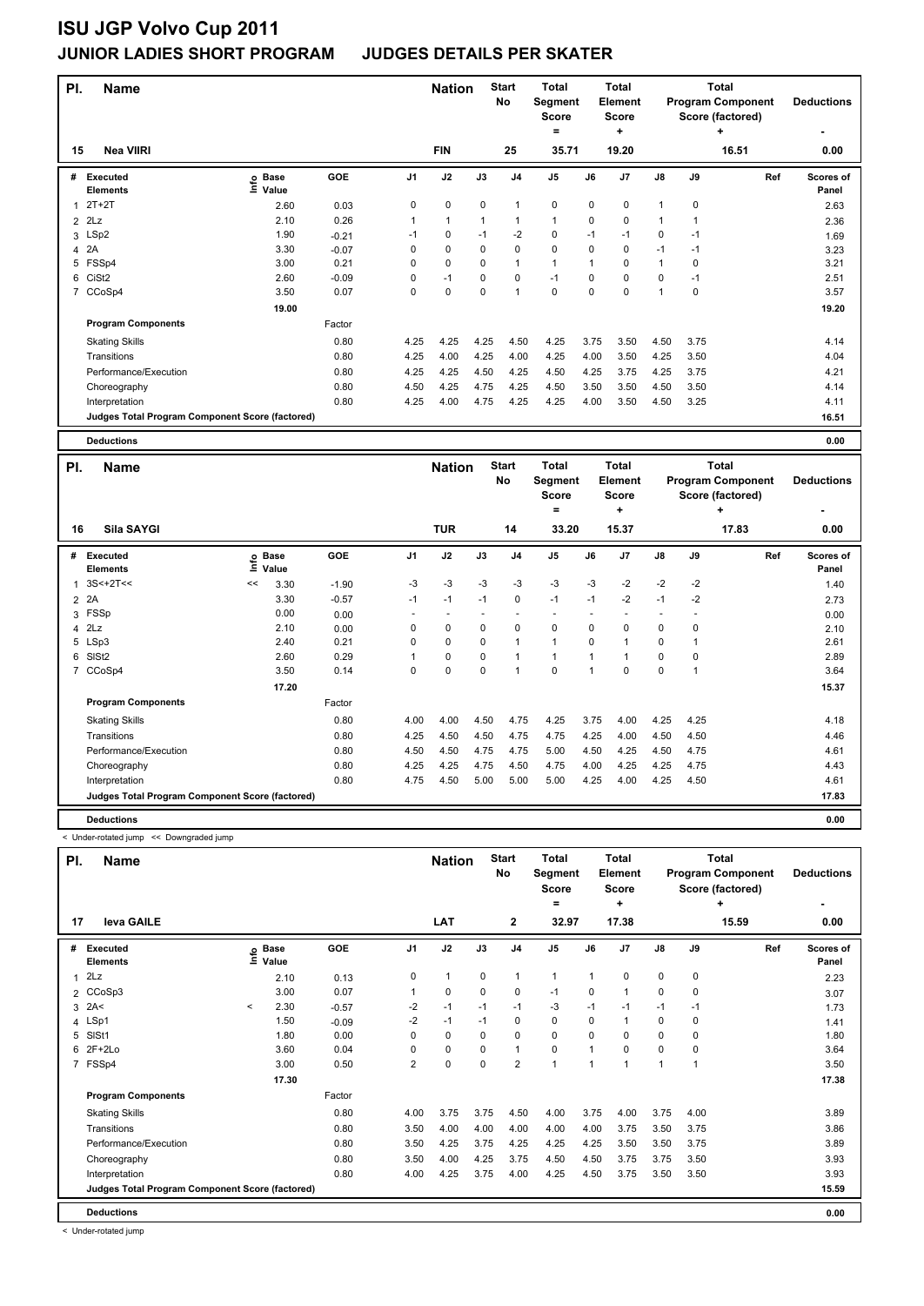# ISU JGP Volvo Cup 2011

## JUNIOR LADIES SHORT PROGRAM JUDGES DETAILS PER SKATER

| Pl. | Name | Nation | Start No | Total Segment Score = | Total Element Score + | Total Program Component Score (factored) + | Deductions - |
|---|---|---|---|---|---|---|---|
| 15 | Nea VIIRI | FIN | 25 | 35.71 | 19.20 | 16.51 | 0.00 |

| # | Executed Elements | Info | Base Value | GOE | J1 | J2 | J3 | J4 | J5 | J6 | J7 | J8 | J9 | Ref | Scores of Panel |
|---|---|---|---|---|---|---|---|---|---|---|---|---|---|---|---|
| 1 | 2T+2T | | 2.60 | 0.03 | 0 | 0 | 0 | 1 | 0 | 0 | 0 | 1 | 0 | | 2.63 |
| 2 | 2Lz | | 2.10 | 0.26 | 1 | 1 | 1 | 1 | 1 | 0 | 0 | 1 | 1 | | 2.36 |
| 3 | LSp2 | | 1.90 | -0.21 | -1 | 0 | -1 | -2 | 0 | -1 | -1 | 0 | -1 | | 1.69 |
| 4 | 2A | | 3.30 | -0.07 | 0 | 0 | 0 | 0 | 0 | 0 | 0 | -1 | -1 | | 3.23 |
| 5 | FSSp4 | | 3.00 | 0.21 | 0 | 0 | 0 | 1 | 1 | 1 | 0 | 1 | 0 | | 3.21 |
| 6 | CiSt2 | | 2.60 | -0.09 | 0 | -1 | 0 | 0 | -1 | 0 | 0 | 0 | -1 | | 2.51 |
| 7 | CCoSp4 | | 3.50 | 0.07 | 0 | 0 | 0 | 1 | 0 | 0 | 0 | 1 | 0 | | 3.57 |
| | | | 19.00 | | | | | | | | | | | | 19.20 |
| | **Program Components** | | | Factor | | | | | | | | | | | |
| | Skating Skills | | | 0.80 | 4.25 | 4.25 | 4.25 | 4.50 | 4.25 | 3.75 | 3.50 | 4.50 | 3.75 | | 4.14 |
| | Transitions | | | 0.80 | 4.25 | 4.00 | 4.25 | 4.00 | 4.25 | 4.00 | 3.50 | 4.25 | 3.50 | | 4.04 |
| | Performance/Execution | | | 0.80 | 4.25 | 4.25 | 4.50 | 4.25 | 4.50 | 4.25 | 3.75 | 4.25 | 3.75 | | 4.21 |
| | Choreography | | | 0.80 | 4.50 | 4.25 | 4.75 | 4.25 | 4.50 | 3.50 | 3.50 | 4.50 | 3.50 | | 4.14 |
| | Interpretation | | | 0.80 | 4.25 | 4.00 | 4.75 | 4.25 | 4.25 | 4.00 | 3.50 | 4.50 | 3.25 | | 4.11 |
| | **Judges Total Program Component Score (factored)** | | | | | | | | | | | | | | 16.51 |
| | **Deductions** | | | | | | | | | | | | | | 0.00 |

| Pl. | Name | Nation | Start No | Total Segment Score = | Total Element Score + | Total Program Component Score (factored) + | Deductions - |
|---|---|---|---|---|---|---|---|
| 16 | Sila SAYGI | TUR | 14 | 33.20 | 15.37 | 17.83 | 0.00 |

| # | Executed Elements | Info | Base Value | GOE | J1 | J2 | J3 | J4 | J5 | J6 | J7 | J8 | J9 | Ref | Scores of Panel |
|---|---|---|---|---|---|---|---|---|---|---|---|---|---|---|---|
| 1 | 3S<+2T<< | << | 3.30 | -1.90 | -3 | -3 | -3 | -3 | -3 | -3 | -2 | -2 | -2 | | 1.40 |
| 2 | 2A | | 3.30 | -0.57 | -1 | -1 | -1 | 0 | -1 | -1 | -2 | -1 | -2 | | 2.73 |
| 3 | FSSp | | 0.00 | 0.00 | - | - | - | - | - | - | - | - | - | | 0.00 |
| 4 | 2Lz | | 2.10 | 0.00 | 0 | 0 | 0 | 0 | 0 | 0 | 0 | 0 | 0 | | 2.10 |
| 5 | LSp3 | | 2.40 | 0.21 | 0 | 0 | 0 | 1 | 1 | 0 | 1 | 0 | 1 | | 2.61 |
| 6 | SlSt2 | | 2.60 | 0.29 | 1 | 0 | 0 | 1 | 1 | 1 | 1 | 0 | 0 | | 2.89 |
| 7 | CCoSp4 | | 3.50 | 0.14 | 0 | 0 | 0 | 1 | 0 | 1 | 0 | 0 | 1 | | 3.64 |
| | | | 17.20 | | | | | | | | | | | | 15.37 |
| | **Program Components** | | | Factor | | | | | | | | | | | |
| | Skating Skills | | | 0.80 | 4.00 | 4.00 | 4.50 | 4.75 | 4.25 | 3.75 | 4.00 | 4.25 | 4.25 | | 4.18 |
| | Transitions | | | 0.80 | 4.25 | 4.50 | 4.50 | 4.75 | 4.75 | 4.25 | 4.00 | 4.50 | 4.50 | | 4.46 |
| | Performance/Execution | | | 0.80 | 4.50 | 4.50 | 4.75 | 4.75 | 5.00 | 4.50 | 4.25 | 4.50 | 4.75 | | 4.61 |
| | Choreography | | | 0.80 | 4.25 | 4.25 | 4.75 | 4.50 | 4.75 | 4.00 | 4.25 | 4.25 | 4.75 | | 4.43 |
| | Interpretation | | | 0.80 | 4.75 | 4.50 | 5.00 | 5.00 | 5.00 | 4.25 | 4.00 | 4.25 | 4.50 | | 4.61 |
| | **Judges Total Program Component Score (factored)** | | | | | | | | | | | | | | 17.83 |
| | **Deductions** | | | | | | | | | | | | | | 0.00 |

< Under-rotated jump << Downgraded jump

| Pl. | Name | Nation | Start No | Total Segment Score = | Total Element Score + | Total Program Component Score (factored) + | Deductions - |
|---|---|---|---|---|---|---|---|
| 17 | Ieva GAILE | LAT | 2 | 32.97 | 17.38 | 15.59 | 0.00 |

| # | Executed Elements | Info | Base Value | GOE | J1 | J2 | J3 | J4 | J5 | J6 | J7 | J8 | J9 | Ref | Scores of Panel |
|---|---|---|---|---|---|---|---|---|---|---|---|---|---|---|---|
| 1 | 2Lz | | 2.10 | 0.13 | 0 | 1 | 0 | 1 | 1 | 1 | 0 | 0 | 0 | | 2.23 |
| 2 | CCoSp3 | | 3.00 | 0.07 | 1 | 0 | 0 | 0 | -1 | 0 | 1 | 0 | 0 | | 3.07 |
| 3 | 2A< | < | 2.30 | -0.57 | -2 | -1 | -1 | -1 | -3 | -1 | -1 | -1 | -1 | | 1.73 |
| 4 | LSp1 | | 1.50 | -0.09 | -2 | -1 | -1 | 0 | 0 | 0 | 1 | 0 | 0 | | 1.41 |
| 5 | SlSt1 | | 1.80 | 0.00 | 0 | 0 | 0 | 0 | 0 | 0 | 0 | 0 | 0 | | 1.80 |
| 6 | 2F+2Lo | | 3.60 | 0.04 | 0 | 0 | 0 | 1 | 0 | 1 | 0 | 0 | 0 | | 3.64 |
| 7 | FSSp4 | | 3.00 | 0.50 | 2 | 0 | 0 | 2 | 1 | 1 | 1 | 1 | 1 | | 3.50 |
| | | | 17.30 | | | | | | | | | | | | 17.38 |
| | **Program Components** | | | Factor | | | | | | | | | | | |
| | Skating Skills | | | 0.80 | 4.00 | 3.75 | 3.75 | 4.50 | 4.00 | 3.75 | 4.00 | 3.75 | 4.00 | | 3.89 |
| | Transitions | | | 0.80 | 3.50 | 4.00 | 4.00 | 4.00 | 4.00 | 4.00 | 3.75 | 3.50 | 3.75 | | 3.86 |
| | Performance/Execution | | | 0.80 | 3.50 | 4.25 | 3.75 | 4.25 | 4.25 | 4.25 | 3.50 | 3.50 | 3.75 | | 3.89 |
| | Choreography | | | 0.80 | 3.50 | 4.00 | 4.25 | 3.75 | 4.50 | 4.50 | 3.75 | 3.75 | 3.50 | | 3.93 |
| | Interpretation | | | 0.80 | 4.00 | 4.25 | 3.75 | 4.00 | 4.25 | 4.50 | 3.75 | 3.50 | 3.50 | | 3.93 |
| | **Judges Total Program Component Score (factored)** | | | | | | | | | | | | | | 15.59 |
| | **Deductions** | | | | | | | | | | | | | | 0.00 |

< Under-rotated jump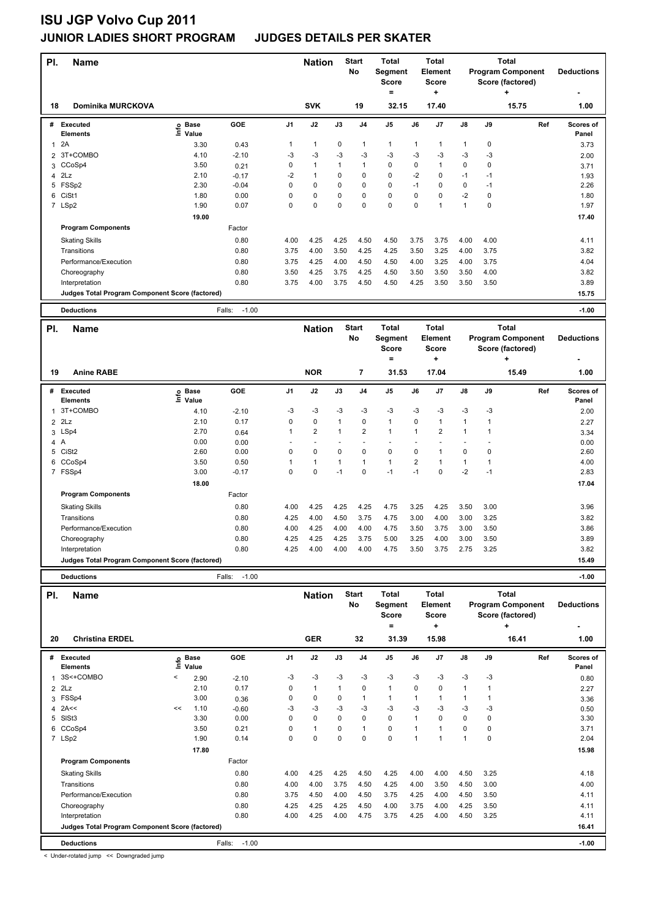# ISU JGP Volvo Cup 2011

## JUNIOR LADIES SHORT PROGRAM JUDGES DETAILS PER SKATER

| Pl. | Name | Nation | Start No | Total Segment Score = | Total Element Score + | Total Program Component Score (factored) + | Deductions - |
|---|---|---|---|---|---|---|---|
| 18 | Dominika MURCKOVA | SVK | 19 | 32.15 | 17.40 | 15.75 | 1.00 |

| # | Executed Elements | Info | Base Value | GOE | J1 | J2 | J3 | J4 | J5 | J6 | J7 | J8 | J9 | Ref | Scores of Panel |
|---|---|---|---|---|---|---|---|---|---|---|---|---|---|---|---|
| 1 | 2A | | 3.30 | 0.43 | 1 | 1 | 0 | 1 | 1 | 1 | 1 | 1 | 0 | | 3.73 |
| 2 | 3T+COMBO | | 4.10 | -2.10 | -3 | -3 | -3 | -3 | -3 | -3 | -3 | -3 | -3 | | 2.00 |
| 3 | CCoSp4 | | 3.50 | 0.21 | 0 | 1 | 1 | 1 | 0 | 0 | 1 | 0 | 0 | | 3.71 |
| 4 | 2Lz | | 2.10 | -0.17 | -2 | 1 | 0 | 0 | 0 | -2 | 0 | -1 | -1 | | 1.93 |
| 5 | FSSp2 | | 2.30 | -0.04 | 0 | 0 | 0 | 0 | 0 | -1 | 0 | 0 | -1 | | 2.26 |
| 6 | CiSt1 | | 1.80 | 0.00 | 0 | 0 | 0 | 0 | 0 | 0 | 0 | -2 | 0 | | 1.80 |
| 7 | LSp2 | | 1.90 | 0.07 | 0 | 0 | 0 | 0 | 0 | 0 | 1 | 1 | 0 | | 1.97 |
| | | | 19.00 | | | | | | | | | | | | 17.40 |

| Program Components | Factor | J1 | J2 | J3 | J4 | J5 | J6 | J7 | J8 | J9 | Scores of Panel |
|---|---|---|---|---|---|---|---|---|---|---|---|
| Skating Skills | 0.80 | 4.00 | 4.25 | 4.25 | 4.50 | 4.50 | 3.75 | 3.75 | 4.00 | 4.00 | 4.11 |
| Transitions | 0.80 | 3.75 | 4.00 | 3.50 | 4.25 | 4.25 | 3.50 | 3.25 | 4.00 | 3.75 | 3.82 |
| Performance/Execution | 0.80 | 3.75 | 4.25 | 4.00 | 4.50 | 4.50 | 4.00 | 3.25 | 4.00 | 3.75 | 4.04 |
| Choreography | 0.80 | 3.50 | 4.25 | 3.75 | 4.25 | 4.50 | 3.50 | 3.50 | 3.50 | 4.00 | 3.82 |
| Interpretation | 0.80 | 3.75 | 4.00 | 3.75 | 4.50 | 4.50 | 4.25 | 3.50 | 3.50 | 3.50 | 3.89 |
| Judges Total Program Component Score (factored) | | | | | | | | | | | 15.75 |

Deductions — Falls: -1.00 — **-1.00**

| Pl. | Name | Nation | Start No | Total Segment Score = | Total Element Score + | Total Program Component Score (factored) + | Deductions - |
|---|---|---|---|---|---|---|---|
| 19 | Anine RABE | NOR | 7 | 31.53 | 17.04 | 15.49 | 1.00 |

| # | Executed Elements | Info | Base Value | GOE | J1 | J2 | J3 | J4 | J5 | J6 | J7 | J8 | J9 | Ref | Scores of Panel |
|---|---|---|---|---|---|---|---|---|---|---|---|---|---|---|---|
| 1 | 3T+COMBO | | 4.10 | -2.10 | -3 | -3 | -3 | -3 | -3 | -3 | -3 | -3 | -3 | | 2.00 |
| 2 | 2Lz | | 2.10 | 0.17 | 0 | 0 | 1 | 0 | 1 | 0 | 1 | 1 | 1 | | 2.27 |
| 3 | LSp4 | | 2.70 | 0.64 | 1 | 2 | 1 | 2 | 1 | 1 | 2 | 1 | 1 | | 3.34 |
| 4 | A | | 0.00 | 0.00 | - | - | - | - | - | - | - | - | - | | 0.00 |
| 5 | CiSt2 | | 2.60 | 0.00 | 0 | 0 | 0 | 0 | 0 | 0 | 1 | 0 | 0 | | 2.60 |
| 6 | CCoSp4 | | 3.50 | 0.50 | 1 | 1 | 1 | 1 | 1 | 2 | 1 | 1 | 1 | | 4.00 |
| 7 | FSSp4 | | 3.00 | -0.17 | 0 | 0 | -1 | 0 | -1 | -1 | 0 | -2 | -1 | | 2.83 |
| | | | 18.00 | | | | | | | | | | | | 17.04 |

| Program Components | Factor | J1 | J2 | J3 | J4 | J5 | J6 | J7 | J8 | J9 | Scores of Panel |
|---|---|---|---|---|---|---|---|---|---|---|---|
| Skating Skills | 0.80 | 4.00 | 4.25 | 4.25 | 4.25 | 4.75 | 3.25 | 4.25 | 3.50 | 3.00 | 3.96 |
| Transitions | 0.80 | 4.25 | 4.00 | 4.50 | 3.75 | 4.75 | 3.00 | 4.00 | 3.00 | 3.25 | 3.82 |
| Performance/Execution | 0.80 | 4.00 | 4.25 | 4.00 | 4.00 | 4.75 | 3.50 | 3.75 | 3.00 | 3.50 | 3.86 |
| Choreography | 0.80 | 4.25 | 4.25 | 4.25 | 3.75 | 5.00 | 3.25 | 4.00 | 3.00 | 3.50 | 3.89 |
| Interpretation | 0.80 | 4.25 | 4.00 | 4.00 | 4.00 | 4.75 | 3.50 | 3.75 | 2.75 | 3.25 | 3.82 |
| Judges Total Program Component Score (factored) | | | | | | | | | | | 15.49 |

Deductions — Falls: -1.00 — **-1.00**

| Pl. | Name | Nation | Start No | Total Segment Score = | Total Element Score + | Total Program Component Score (factored) + | Deductions - |
|---|---|---|---|---|---|---|---|
| 20 | Christina ERDEL | GER | 32 | 31.39 | 15.98 | 16.41 | 1.00 |

| # | Executed Elements | Info | Base Value | GOE | J1 | J2 | J3 | J4 | J5 | J6 | J7 | J8 | J9 | Ref | Scores of Panel |
|---|---|---|---|---|---|---|---|---|---|---|---|---|---|---|---|
| 1 | 3S<+COMBO | < | 2.90 | -2.10 | -3 | -3 | -3 | -3 | -3 | -3 | -3 | -3 | -3 | | 0.80 |
| 2 | 2Lz | | 2.10 | 0.17 | 0 | 1 | 1 | 0 | 1 | 0 | 0 | 1 | 1 | | 2.27 |
| 3 | FSSp4 | | 3.00 | 0.36 | 0 | 0 | 0 | 1 | 1 | 1 | 1 | 1 | 1 | | 3.36 |
| 4 | 2A<< | << | 1.10 | -0.60 | -3 | -3 | -3 | -3 | -3 | -3 | -3 | -3 | -3 | | 0.50 |
| 5 | SlSt3 | | 3.30 | 0.00 | 0 | 0 | 0 | 0 | 0 | 1 | 0 | 0 | 0 | | 3.30 |
| 6 | CCoSp4 | | 3.50 | 0.21 | 0 | 1 | 0 | 1 | 0 | 1 | 1 | 0 | 0 | | 3.71 |
| 7 | LSp2 | | 1.90 | 0.14 | 0 | 0 | 0 | 0 | 0 | 1 | 1 | 1 | 0 | | 2.04 |
| | | | 17.80 | | | | | | | | | | | | 15.98 |

| Program Components | Factor | J1 | J2 | J3 | J4 | J5 | J6 | J7 | J8 | J9 | Scores of Panel |
|---|---|---|---|---|---|---|---|---|---|---|---|
| Skating Skills | 0.80 | 4.00 | 4.25 | 4.25 | 4.50 | 4.25 | 4.00 | 4.00 | 4.50 | 3.25 | 4.18 |
| Transitions | 0.80 | 4.00 | 4.00 | 3.75 | 4.50 | 4.25 | 4.00 | 3.50 | 4.50 | 3.00 | 4.00 |
| Performance/Execution | 0.80 | 3.75 | 4.50 | 4.00 | 4.50 | 3.75 | 4.25 | 4.00 | 4.50 | 3.50 | 4.11 |
| Choreography | 0.80 | 4.25 | 4.25 | 4.25 | 4.50 | 4.00 | 3.75 | 4.00 | 4.25 | 3.50 | 4.11 |
| Interpretation | 0.80 | 4.00 | 4.25 | 4.00 | 4.75 | 3.75 | 4.25 | 4.00 | 4.50 | 3.25 | 4.11 |
| Judges Total Program Component Score (factored) | | | | | | | | | | | 16.41 |

Deductions — Falls: -1.00 — **-1.00**

< Under-rotated jump << Downgraded jump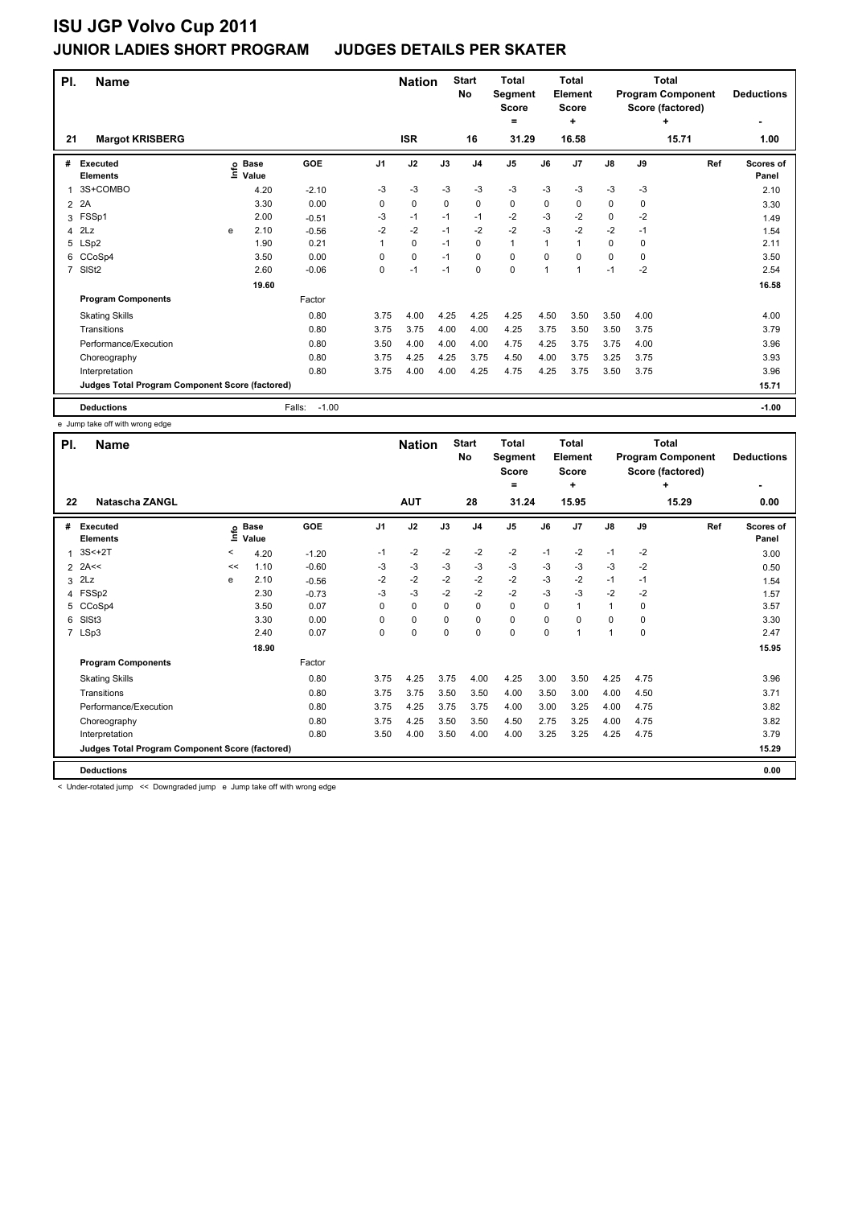# ISU JGP Volvo Cup 2011

## JUNIOR LADIES SHORT PROGRAM JUDGES DETAILS PER SKATER

| Pl. | Name | Nation | Start No | Total Segment Score = | Total Element Score + | Total Program Component Score (factored) + | Deductions - |
|---|---|---|---|---|---|---|---|
| 21 | Margot KRISBERG | ISR | 16 | 31.29 | 16.58 | 15.71 | 1.00 |

| # | Executed Elements | Info | Base Value | GOE | J1 | J2 | J3 | J4 | J5 | J6 | J7 | J8 | J9 | Ref | Scores of Panel |
|---|---|---|---|---|---|---|---|---|---|---|---|---|---|---|---|
| 1 | 3S+COMBO | | 4.20 | -2.10 | -3 | -3 | -3 | -3 | -3 | -3 | -3 | -3 | -3 | | 2.10 |
| 2 | 2A | | 3.30 | 0.00 | 0 | 0 | 0 | 0 | 0 | 0 | 0 | 0 | 0 | | 3.30 |
| 3 | FSSp1 | | 2.00 | -0.51 | -3 | -1 | -1 | -1 | -2 | -3 | -2 | 0 | -2 | | 1.49 |
| 4 | 2Lz | e | 2.10 | -0.56 | -2 | -2 | -1 | -2 | -2 | -3 | -2 | -2 | -1 | | 1.54 |
| 5 | LSp2 | | 1.90 | 0.21 | 1 | 0 | -1 | 0 | 1 | 1 | 1 | 0 | 0 | | 2.11 |
| 6 | CCoSp4 | | 3.50 | 0.00 | 0 | 0 | -1 | 0 | 0 | 0 | 0 | 0 | 0 | | 3.50 |
| 7 | SlSt2 | | 2.60 | -0.06 | 0 | -1 | -1 | 0 | 0 | 1 | 1 | -1 | -2 | | 2.54 |
| | | | 19.60 | | | | | | | | | | | | 16.58 |
| | **Program Components** | | | Factor | | | | | | | | | | | |
| | Skating Skills | | | 0.80 | 3.75 | 4.00 | 4.25 | 4.25 | 4.25 | 4.50 | 3.50 | 3.50 | 4.00 | | 4.00 |
| | Transitions | | | 0.80 | 3.75 | 3.75 | 4.00 | 4.00 | 4.25 | 3.75 | 3.50 | 3.50 | 3.75 | | 3.79 |
| | Performance/Execution | | | 0.80 | 3.50 | 4.00 | 4.00 | 4.00 | 4.75 | 4.25 | 3.75 | 3.75 | 4.00 | | 3.96 |
| | Choreography | | | 0.80 | 3.75 | 4.25 | 4.25 | 3.75 | 4.50 | 4.00 | 3.75 | 3.25 | 3.75 | | 3.93 |
| | Interpretation | | | 0.80 | 3.75 | 4.00 | 4.00 | 4.25 | 4.75 | 4.25 | 3.75 | 3.50 | 3.75 | | 3.96 |
| | **Judges Total Program Component Score (factored)** | | | | | | | | | | | | | | 15.71 |
| | **Deductions** | | | Falls: -1.00 | | | | | | | | | | | -1.00 |

e Jump take off with wrong edge

| Pl. | Name | Nation | Start No | Total Segment Score = | Total Element Score + | Total Program Component Score (factored) + | Deductions - |
|---|---|---|---|---|---|---|---|
| 22 | Natascha ZANGL | AUT | 28 | 31.24 | 15.95 | 15.29 | 0.00 |

| # | Executed Elements | Info | Base Value | GOE | J1 | J2 | J3 | J4 | J5 | J6 | J7 | J8 | J9 | Ref | Scores of Panel |
|---|---|---|---|---|---|---|---|---|---|---|---|---|---|---|---|
| 1 | 3S<+2T | < | 4.20 | -1.20 | -1 | -2 | -2 | -2 | -2 | -1 | -2 | -1 | -2 | | 3.00 |
| 2 | 2A<< | << | 1.10 | -0.60 | -3 | -3 | -3 | -3 | -3 | -3 | -3 | -3 | -2 | | 0.50 |
| 3 | 2Lz | e | 2.10 | -0.56 | -2 | -2 | -2 | -2 | -2 | -3 | -2 | -1 | -1 | | 1.54 |
| 4 | FSSp2 | | 2.30 | -0.73 | -3 | -3 | -2 | -2 | -2 | -3 | -3 | -2 | -2 | | 1.57 |
| 5 | CCoSp4 | | 3.50 | 0.07 | 0 | 0 | 0 | 0 | 0 | 0 | 1 | 1 | 0 | | 3.57 |
| 6 | SlSt3 | | 3.30 | 0.00 | 0 | 0 | 0 | 0 | 0 | 0 | 0 | 0 | 0 | | 3.30 |
| 7 | LSp3 | | 2.40 | 0.07 | 0 | 0 | 0 | 0 | 0 | 0 | 1 | 1 | 0 | | 2.47 |
| | | | 18.90 | | | | | | | | | | | | 15.95 |
| | **Program Components** | | | Factor | | | | | | | | | | | |
| | Skating Skills | | | 0.80 | 3.75 | 4.25 | 3.75 | 4.00 | 4.25 | 3.00 | 3.50 | 4.25 | 4.75 | | 3.96 |
| | Transitions | | | 0.80 | 3.75 | 3.75 | 3.50 | 3.50 | 4.00 | 3.50 | 3.00 | 4.00 | 4.50 | | 3.71 |
| | Performance/Execution | | | 0.80 | 3.75 | 4.25 | 3.75 | 3.75 | 4.00 | 3.00 | 3.25 | 4.00 | 4.75 | | 3.82 |
| | Choreography | | | 0.80 | 3.75 | 4.25 | 3.50 | 3.50 | 4.50 | 2.75 | 3.25 | 4.00 | 4.75 | | 3.82 |
| | Interpretation | | | 0.80 | 3.50 | 4.00 | 3.50 | 4.00 | 4.00 | 3.25 | 3.25 | 4.25 | 4.75 | | 3.79 |
| | **Judges Total Program Component Score (factored)** | | | | | | | | | | | | | | 15.29 |
| | **Deductions** | | | | | | | | | | | | | | 0.00 |

< Under-rotated jump << Downgraded jump e Jump take off with wrong edge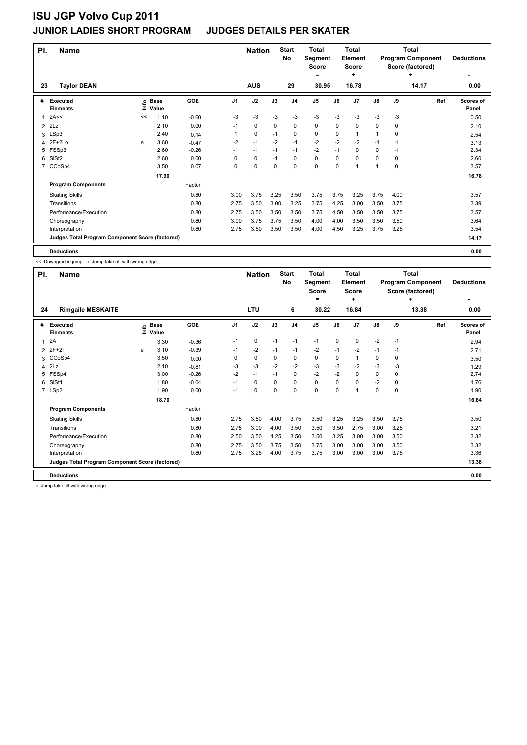# ISU JGP Volvo Cup 2011

## JUNIOR LADIES SHORT PROGRAM     JUDGES DETAILS PER SKATER

| Pl. | Name | Nation | Start No | Total Segment Score = | Total Element Score + | Total Program Component Score (factored) + | Deductions - |
|---|---|---|---|---|---|---|---|
| 23 | Taylor DEAN | AUS | 29 | 30.95 | 16.78 | 14.17 | 0.00 |

| # | Executed Elements | Info | Base Value | GOE | J1 | J2 | J3 | J4 | J5 | J6 | J7 | J8 | J9 | Ref | Scores of Panel |
|---|---|---|---|---|---|---|---|---|---|---|---|---|---|---|---|
| 1 | 2A<< | << | 1.10 | -0.60 | -3 | -3 | -3 | -3 | -3 | -3 | -3 | -3 | -3 | | 0.50 |
| 2 | 2Lz | | 2.10 | 0.00 | -1 | 0 | 0 | 0 | 0 | 0 | 0 | 0 | 0 | | 2.10 |
| 3 | LSp3 | | 2.40 | 0.14 | 1 | 0 | -1 | 0 | 0 | 0 | 1 | 1 | 0 | | 2.54 |
| 4 | 2F+2Lo | e | 3.60 | -0.47 | -2 | -1 | -2 | -1 | -2 | -2 | -2 | -1 | -1 | | 3.13 |
| 5 | FSSp3 | | 2.60 | -0.26 | -1 | -1 | -1 | -1 | -2 | -1 | 0 | 0 | -1 | | 2.34 |
| 6 | SlSt2 | | 2.60 | 0.00 | 0 | 0 | -1 | 0 | 0 | 0 | 0 | 0 | 0 | | 2.60 |
| 7 | CCoSp4 | | 3.50 | 0.07 | 0 | 0 | 0 | 0 | 0 | 0 | 1 | 1 | 0 | | 3.57 |
| | | | 17.90 | | | | | | | | | | | | 16.78 |
| | **Program Components** | | | Factor | | | | | | | | | | | |
| | Skating Skills | | | 0.80 | 3.00 | 3.75 | 3.25 | 3.50 | 3.75 | 3.75 | 3.25 | 3.75 | 4.00 | | 3.57 |
| | Transitions | | | 0.80 | 2.75 | 3.50 | 3.00 | 3.25 | 3.75 | 4.25 | 3.00 | 3.50 | 3.75 | | 3.39 |
| | Performance/Execution | | | 0.80 | 2.75 | 3.50 | 3.50 | 3.50 | 3.75 | 4.50 | 3.50 | 3.50 | 3.75 | | 3.57 |
| | Choreography | | | 0.80 | 3.00 | 3.75 | 3.75 | 3.50 | 4.00 | 4.00 | 3.50 | 3.50 | 3.50 | | 3.64 |
| | Interpretation | | | 0.80 | 2.75 | 3.50 | 3.50 | 3.50 | 4.00 | 4.50 | 3.25 | 3.75 | 3.25 | | 3.54 |
| | **Judges Total Program Component Score (factored)** | | | | | | | | | | | | | | 14.17 |
| | **Deductions** | | | | | | | | | | | | | | 0.00 |

<< Downgraded jump   e Jump take off with wrong edge

| Pl. | Name | Nation | Start No | Total Segment Score = | Total Element Score + | Total Program Component Score (factored) + | Deductions - |
|---|---|---|---|---|---|---|---|
| 24 | Rimgaile MESKAITE | LTU | 6 | 30.22 | 16.84 | 13.38 | 0.00 |

| # | Executed Elements | Info | Base Value | GOE | J1 | J2 | J3 | J4 | J5 | J6 | J7 | J8 | J9 | Ref | Scores of Panel |
|---|---|---|---|---|---|---|---|---|---|---|---|---|---|---|---|
| 1 | 2A | | 3.30 | -0.36 | -1 | 0 | -1 | -1 | -1 | 0 | 0 | -2 | -1 | | 2.94 |
| 2 | 2F+2T | e | 3.10 | -0.39 | -1 | -2 | -1 | -1 | -2 | -1 | -2 | -1 | -1 | | 2.71 |
| 3 | CCoSp4 | | 3.50 | 0.00 | 0 | 0 | 0 | 0 | 0 | 0 | 1 | 0 | 0 | | 3.50 |
| 4 | 2Lz | | 2.10 | -0.81 | -3 | -3 | -2 | -2 | -3 | -3 | -2 | -3 | -3 | | 1.29 |
| 5 | FSSp4 | | 3.00 | -0.26 | -2 | -1 | -1 | 0 | -2 | -2 | 0 | 0 | 0 | | 2.74 |
| 6 | SlSt1 | | 1.80 | -0.04 | -1 | 0 | 0 | 0 | 0 | 0 | 0 | -2 | 0 | | 1.76 |
| 7 | LSp2 | | 1.90 | 0.00 | -1 | 0 | 0 | 0 | 0 | 0 | 1 | 0 | 0 | | 1.90 |
| | | | 18.70 | | | | | | | | | | | | 16.84 |
| | **Program Components** | | | Factor | | | | | | | | | | | |
| | Skating Skills | | | 0.80 | 2.75 | 3.50 | 4.00 | 3.75 | 3.50 | 3.25 | 3.25 | 3.50 | 3.75 | | 3.50 |
| | Transitions | | | 0.80 | 2.75 | 3.00 | 4.00 | 3.50 | 3.50 | 3.50 | 2.75 | 3.00 | 3.25 | | 3.21 |
| | Performance/Execution | | | 0.80 | 2.50 | 3.50 | 4.25 | 3.50 | 3.50 | 3.25 | 3.00 | 3.00 | 3.50 | | 3.32 |
| | Choreography | | | 0.80 | 2.75 | 3.50 | 3.75 | 3.50 | 3.75 | 3.00 | 3.00 | 3.00 | 3.50 | | 3.32 |
| | Interpretation | | | 0.80 | 2.75 | 3.25 | 4.00 | 3.75 | 3.75 | 3.00 | 3.00 | 3.00 | 3.75 | | 3.36 |
| | **Judges Total Program Component Score (factored)** | | | | | | | | | | | | | | 13.38 |
| | **Deductions** | | | | | | | | | | | | | | 0.00 |

e Jump take off with wrong edge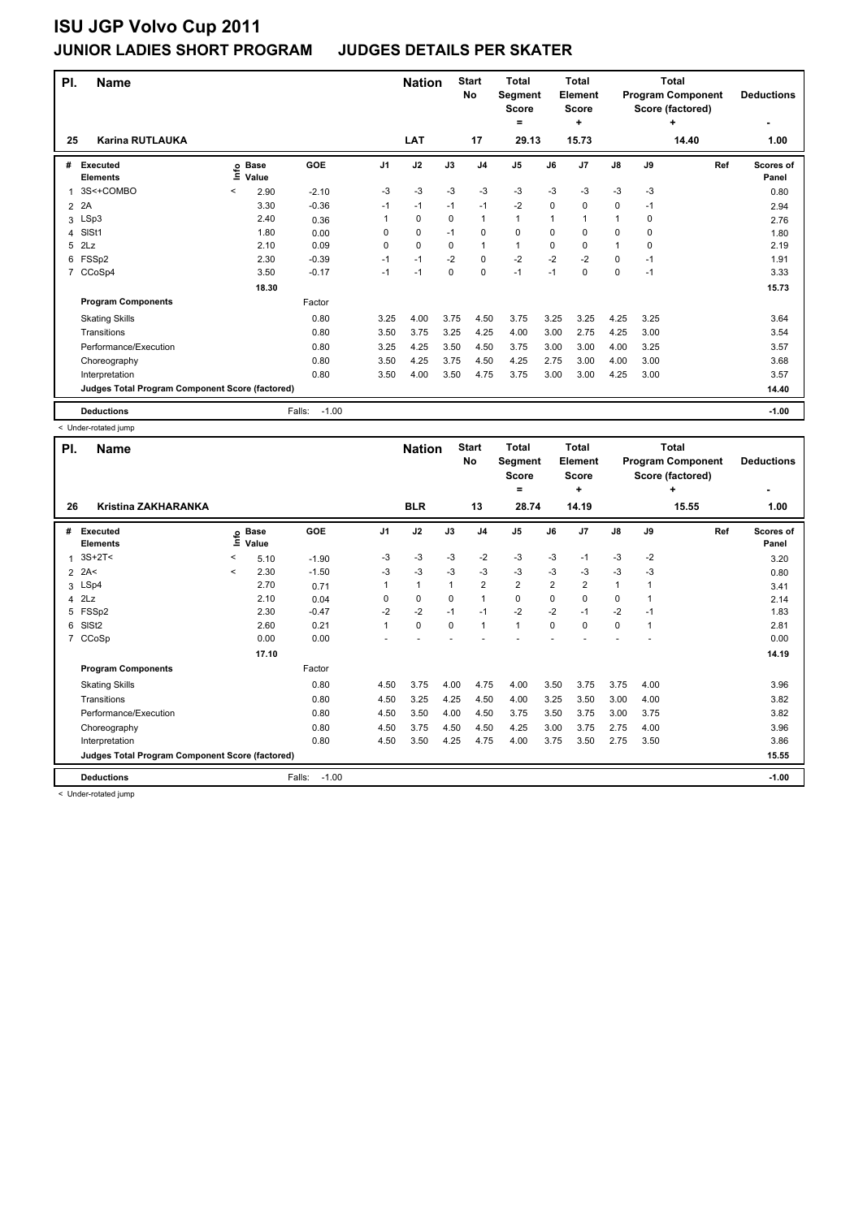# ISU JGP Volvo Cup 2011

## JUNIOR LADIES SHORT PROGRAM JUDGES DETAILS PER SKATER

| Pl. | Name | Nation | Start No | Total Segment Score = | Total Element Score + | Total Program Component Score (factored) + | Deductions - |
|---|---|---|---|---|---|---|---|
| 25 | Karina RUTLAUKA | LAT | 17 | 29.13 | 15.73 | 14.40 | 1.00 |

| # | Executed Elements | Info | Base Value | GOE | J1 | J2 | J3 | J4 | J5 | J6 | J7 | J8 | J9 | Ref | Scores of Panel |
|---|---|---|---|---|---|---|---|---|---|---|---|---|---|---|---|
| 1 | 3S<+COMBO | < | 2.90 | -2.10 | -3 | -3 | -3 | -3 | -3 | -3 | -3 | -3 | -3 | | 0.80 |
| 2 | 2A | | 3.30 | -0.36 | -1 | -1 | -1 | -1 | -2 | 0 | 0 | 0 | -1 | | 2.94 |
| 3 | LSp3 | | 2.40 | 0.36 | 1 | 0 | 0 | 1 | 1 | 1 | 1 | 1 | 0 | | 2.76 |
| 4 | SlSt1 | | 1.80 | 0.00 | 0 | 0 | -1 | 0 | 0 | 0 | 0 | 0 | 0 | | 1.80 |
| 5 | 2Lz | | 2.10 | 0.09 | 0 | 0 | 0 | 1 | 1 | 0 | 0 | 1 | 0 | | 2.19 |
| 6 | FSSp2 | | 2.30 | -0.39 | -1 | -1 | -2 | 0 | -2 | -2 | -2 | 0 | -1 | | 1.91 |
| 7 | CCoSp4 | | 3.50 | -0.17 | -1 | -1 | 0 | 0 | -1 | -1 | 0 | 0 | -1 | | 3.33 |
| | | | 18.30 | | | | | | | | | | | | 15.73 |

| Program Components | Factor | J1 | J2 | J3 | J4 | J5 | J6 | J7 | J8 | J9 | Scores of Panel |
|---|---|---|---|---|---|---|---|---|---|---|---|
| Skating Skills | 0.80 | 3.25 | 4.00 | 3.75 | 4.50 | 3.75 | 3.25 | 3.25 | 4.25 | 3.25 | 3.64 |
| Transitions | 0.80 | 3.50 | 3.75 | 3.25 | 4.25 | 4.00 | 3.00 | 2.75 | 4.25 | 3.00 | 3.54 |
| Performance/Execution | 0.80 | 3.25 | 4.25 | 3.50 | 4.50 | 3.75 | 3.00 | 3.00 | 4.00 | 3.25 | 3.57 |
| Choreography | 0.80 | 3.50 | 4.25 | 3.75 | 4.50 | 4.25 | 2.75 | 3.00 | 4.00 | 3.00 | 3.68 |
| Interpretation | 0.80 | 3.50 | 4.00 | 3.50 | 4.75 | 3.75 | 3.00 | 3.00 | 4.25 | 3.00 | 3.57 |
| Judges Total Program Component Score (factored) | | | | | | | | | | | 14.40 |

| Deductions | Falls: -1.00 | -1.00 |
|---|---|---|

< Under-rotated jump

| Pl. | Name | Nation | Start No | Total Segment Score = | Total Element Score + | Total Program Component Score (factored) + | Deductions - |
|---|---|---|---|---|---|---|---|
| 26 | Kristina ZAKHARANKA | BLR | 13 | 28.74 | 14.19 | 15.55 | 1.00 |

| # | Executed Elements | Info | Base Value | GOE | J1 | J2 | J3 | J4 | J5 | J6 | J7 | J8 | J9 | Ref | Scores of Panel |
|---|---|---|---|---|---|---|---|---|---|---|---|---|---|---|---|
| 1 | 3S+2T< | < | 5.10 | -1.90 | -3 | -3 | -3 | -2 | -3 | -3 | -1 | -3 | -2 | | 3.20 |
| 2 | 2A< | < | 2.30 | -1.50 | -3 | -3 | -3 | -3 | -3 | -3 | -3 | -3 | -3 | | 0.80 |
| 3 | LSp4 | | 2.70 | 0.71 | 1 | 1 | 1 | 2 | 2 | 2 | 2 | 1 | 1 | | 3.41 |
| 4 | 2Lz | | 2.10 | 0.04 | 0 | 0 | 0 | 1 | 0 | 0 | 0 | 0 | 1 | | 2.14 |
| 5 | FSSp2 | | 2.30 | -0.47 | -2 | -2 | -1 | -1 | -2 | -2 | -1 | -2 | -1 | | 1.83 |
| 6 | SlSt2 | | 2.60 | 0.21 | 1 | 0 | 0 | 1 | 1 | 0 | 0 | 0 | 1 | | 2.81 |
| 7 | CCoSp | | 0.00 | 0.00 | - | - | - | - | - | - | - | - | - | | 0.00 |
| | | | 17.10 | | | | | | | | | | | | 14.19 |

| Program Components | Factor | J1 | J2 | J3 | J4 | J5 | J6 | J7 | J8 | J9 | Scores of Panel |
|---|---|---|---|---|---|---|---|---|---|---|---|
| Skating Skills | 0.80 | 4.50 | 3.75 | 4.00 | 4.75 | 4.00 | 3.50 | 3.75 | 3.75 | 4.00 | 3.96 |
| Transitions | 0.80 | 4.50 | 3.25 | 4.25 | 4.50 | 4.00 | 3.25 | 3.50 | 3.00 | 4.00 | 3.82 |
| Performance/Execution | 0.80 | 4.50 | 3.50 | 4.00 | 4.50 | 3.75 | 3.50 | 3.75 | 3.00 | 3.75 | 3.82 |
| Choreography | 0.80 | 4.50 | 3.75 | 4.50 | 4.50 | 4.25 | 3.00 | 3.75 | 2.75 | 4.00 | 3.96 |
| Interpretation | 0.80 | 4.50 | 3.50 | 4.25 | 4.75 | 4.00 | 3.75 | 3.50 | 2.75 | 3.50 | 3.86 |
| Judges Total Program Component Score (factored) | | | | | | | | | | | 15.55 |

| Deductions | Falls: -1.00 | -1.00 |
|---|---|---|

< Under-rotated jump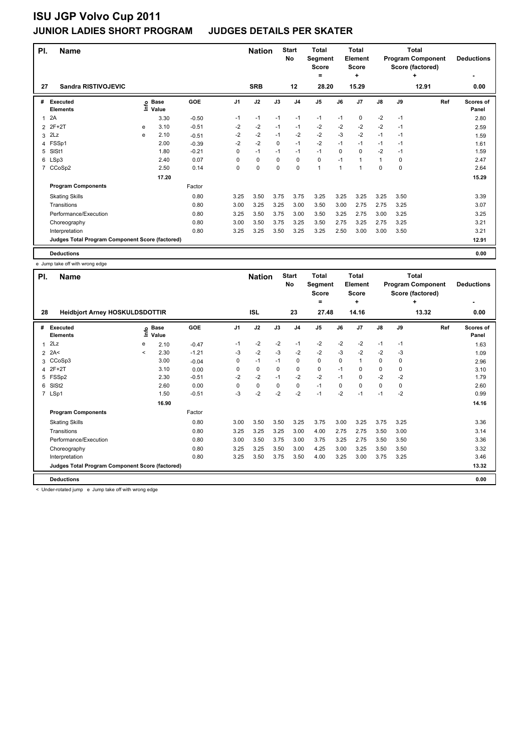# ISU JGP Volvo Cup 2011

## JUNIOR LADIES SHORT PROGRAM JUDGES DETAILS PER SKATER

| Pl. | Name | Nation | Start No | Total Segment Score = | Total Element Score + | Total Program Component Score (factored) + | Deductions - |
|---|---|---|---|---|---|---|---|
| 27 | Sandra RISTIVOJEVIC | SRB | 12 | 28.20 | 15.29 | 12.91 | 0.00 |

| # | Executed Elements | Info | Base Value | GOE | J1 | J2 | J3 | J4 | J5 | J6 | J7 | J8 | J9 | Ref | Scores of Panel |
|---|---|---|---|---|---|---|---|---|---|---|---|---|---|---|---|
| 1 | 2A | | 3.30 | -0.50 | -1 | -1 | -1 | -1 | -1 | -1 | 0 | -2 | -1 | | 2.80 |
| 2 | 2F+2T | e | 3.10 | -0.51 | -2 | -2 | -1 | -1 | -2 | -2 | -2 | -2 | -1 | | 2.59 |
| 3 | 2Lz | e | 2.10 | -0.51 | -2 | -2 | -1 | -2 | -2 | -3 | -2 | -1 | -1 | | 1.59 |
| 4 | FSSp1 | | 2.00 | -0.39 | -2 | -2 | 0 | -1 | -2 | -1 | -1 | -1 | -1 | | 1.61 |
| 5 | SlSt1 | | 1.80 | -0.21 | 0 | -1 | -1 | -1 | -1 | 0 | 0 | -2 | -1 | | 1.59 |
| 6 | LSp3 | | 2.40 | 0.07 | 0 | 0 | 0 | 0 | 0 | -1 | 1 | 1 | 0 | | 2.47 |
| 7 | CCoSp2 | | 2.50 | 0.14 | 0 | 0 | 0 | 0 | 1 | 1 | 1 | 0 | 0 | | 2.64 |
| | | | 17.20 | | | | | | | | | | | | 15.29 |

| Program Components | Factor | J1 | J2 | J3 | J4 | J5 | J6 | J7 | J8 | J9 | Scores of Panel |
|---|---|---|---|---|---|---|---|---|---|---|---|
| Skating Skills | 0.80 | 3.25 | 3.50 | 3.75 | 3.75 | 3.25 | 3.25 | 3.25 | 3.25 | 3.50 | 3.39 |
| Transitions | 0.80 | 3.00 | 3.25 | 3.25 | 3.00 | 3.50 | 3.00 | 2.75 | 2.75 | 3.25 | 3.07 |
| Performance/Execution | 0.80 | 3.25 | 3.50 | 3.75 | 3.00 | 3.50 | 3.25 | 2.75 | 3.00 | 3.25 | 3.25 |
| Choreography | 0.80 | 3.00 | 3.50 | 3.75 | 3.25 | 3.50 | 2.75 | 3.25 | 2.75 | 3.25 | 3.21 |
| Interpretation | 0.80 | 3.25 | 3.25 | 3.50 | 3.25 | 3.25 | 2.50 | 3.00 | 3.00 | 3.50 | 3.21 |
| Judges Total Program Component Score (factored) | | | | | | | | | | | 12.91 |

| Deductions | 0.00 |
|---|---|

e Jump take off with wrong edge

| Pl. | Name | Nation | Start No | Total Segment Score = | Total Element Score + | Total Program Component Score (factored) + | Deductions - |
|---|---|---|---|---|---|---|---|
| 28 | Heidbjort Arney HOSKULDSDOTTIR | ISL | 23 | 27.48 | 14.16 | 13.32 | 0.00 |

| # | Executed Elements | Info | Base Value | GOE | J1 | J2 | J3 | J4 | J5 | J6 | J7 | J8 | J9 | Ref | Scores of Panel |
|---|---|---|---|---|---|---|---|---|---|---|---|---|---|---|---|
| 1 | 2Lz | e | 2.10 | -0.47 | -1 | -2 | -2 | -1 | -2 | -2 | -2 | -1 | -1 | | 1.63 |
| 2 | 2A< | < | 2.30 | -1.21 | -3 | -2 | -3 | -2 | -2 | -3 | -2 | -2 | -3 | | 1.09 |
| 3 | CCoSp3 | | 3.00 | -0.04 | 0 | -1 | -1 | 0 | 0 | 0 | 1 | 0 | 0 | | 2.96 |
| 4 | 2F+2T | | 3.10 | 0.00 | 0 | 0 | 0 | 0 | 0 | -1 | 0 | 0 | 0 | | 3.10 |
| 5 | FSSp2 | | 2.30 | -0.51 | -2 | -2 | -1 | -2 | -2 | -1 | 0 | -2 | -2 | | 1.79 |
| 6 | SlSt2 | | 2.60 | 0.00 | 0 | 0 | 0 | 0 | -1 | 0 | 0 | 0 | 0 | | 2.60 |
| 7 | LSp1 | | 1.50 | -0.51 | -3 | -2 | -2 | -2 | -1 | -2 | -1 | -1 | -2 | | 0.99 |
| | | | 16.90 | | | | | | | | | | | | 14.16 |

| Program Components | Factor | J1 | J2 | J3 | J4 | J5 | J6 | J7 | J8 | J9 | Scores of Panel |
|---|---|---|---|---|---|---|---|---|---|---|---|
| Skating Skills | 0.80 | 3.00 | 3.50 | 3.50 | 3.25 | 3.75 | 3.00 | 3.25 | 3.75 | 3.25 | 3.36 |
| Transitions | 0.80 | 3.25 | 3.25 | 3.25 | 3.00 | 4.00 | 2.75 | 2.75 | 3.50 | 3.00 | 3.14 |
| Performance/Execution | 0.80 | 3.00 | 3.50 | 3.75 | 3.00 | 3.75 | 3.25 | 2.75 | 3.50 | 3.50 | 3.36 |
| Choreography | 0.80 | 3.25 | 3.25 | 3.50 | 3.00 | 4.25 | 3.00 | 3.25 | 3.50 | 3.50 | 3.32 |
| Interpretation | 0.80 | 3.25 | 3.50 | 3.75 | 3.50 | 4.00 | 3.25 | 3.00 | 3.75 | 3.25 | 3.46 |
| Judges Total Program Component Score (factored) | | | | | | | | | | | 13.32 |

| Deductions | 0.00 |
|---|---|

< Under-rotated jump e Jump take off with wrong edge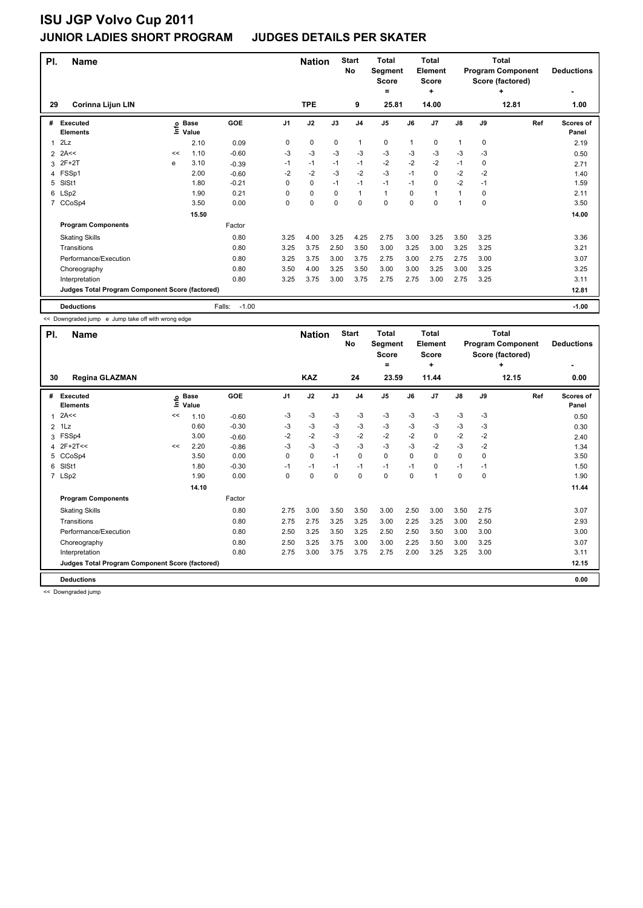# ISU JGP Volvo Cup 2011

## JUNIOR LADIES SHORT PROGRAM JUDGES DETAILS PER SKATER

| Pl. | Name | Nation | Start No | Total Segment Score = | Total Element Score + | Total Program Component Score (factored) + | Deductions - |
|---|---|---|---|---|---|---|---|
| 29 | Corinna Lijun LIN | TPE | 9 | 25.81 | 14.00 | 12.81 | 1.00 |

| # | Executed Elements | Info | Base Value | GOE | J1 | J2 | J3 | J4 | J5 | J6 | J7 | J8 | J9 | Ref | Scores of Panel |
|---|---|---|---|---|---|---|---|---|---|---|---|---|---|---|---|
| 1 | 2Lz | | 2.10 | 0.09 | 0 | 0 | 0 | 1 | 0 | 1 | 0 | 1 | 0 | | 2.19 |
| 2 | 2A<< | << | 1.10 | -0.60 | -3 | -3 | -3 | -3 | -3 | -3 | -3 | -3 | -3 | | 0.50 |
| 3 | 2F+2T | e | 3.10 | -0.39 | -1 | -1 | -1 | -1 | -2 | -2 | -2 | -1 | 0 | | 2.71 |
| 4 | FSSp1 | | 2.00 | -0.60 | -2 | -2 | -3 | -2 | -3 | -1 | 0 | -2 | -2 | | 1.40 |
| 5 | SlSt1 | | 1.80 | -0.21 | 0 | 0 | -1 | -1 | -1 | -1 | 0 | -2 | -1 | | 1.59 |
| 6 | LSp2 | | 1.90 | 0.21 | 0 | 0 | 0 | 1 | 1 | 0 | 1 | 1 | 0 | | 2.11 |
| 7 | CCoSp4 | | 3.50 | 0.00 | 0 | 0 | 0 | 0 | 0 | 0 | 0 | 1 | 0 | | 3.50 |
| | | | 15.50 | | | | | | | | | | | | 14.00 |
| | **Program Components** | | | Factor | | | | | | | | | | | |
| | Skating Skills | | | 0.80 | 3.25 | 4.00 | 3.25 | 4.25 | 2.75 | 3.00 | 3.25 | 3.50 | 3.25 | | 3.36 |
| | Transitions | | | 0.80 | 3.25 | 3.75 | 2.50 | 3.50 | 3.00 | 3.25 | 3.00 | 3.25 | 3.25 | | 3.21 |
| | Performance/Execution | | | 0.80 | 3.25 | 3.75 | 3.00 | 3.75 | 2.75 | 3.00 | 2.75 | 2.75 | 3.00 | | 3.07 |
| | Choreography | | | 0.80 | 3.50 | 4.00 | 3.25 | 3.50 | 3.00 | 3.00 | 3.25 | 3.00 | 3.25 | | 3.25 |
| | Interpretation | | | 0.80 | 3.25 | 3.75 | 3.00 | 3.75 | 2.75 | 2.75 | 3.00 | 2.75 | 3.25 | | 3.11 |
| | **Judges Total Program Component Score (factored)** | | | | | | | | | | | | | | 12.81 |
| | **Deductions** | | | Falls: -1.00 | | | | | | | | | | | -1.00 |

<< Downgraded jump e Jump take off with wrong edge

| Pl. | Name | Nation | Start No | Total Segment Score = | Total Element Score + | Total Program Component Score (factored) + | Deductions - |
|---|---|---|---|---|---|---|---|
| 30 | Regina GLAZMAN | KAZ | 24 | 23.59 | 11.44 | 12.15 | 0.00 |

| # | Executed Elements | Info | Base Value | GOE | J1 | J2 | J3 | J4 | J5 | J6 | J7 | J8 | J9 | Ref | Scores of Panel |
|---|---|---|---|---|---|---|---|---|---|---|---|---|---|---|---|
| 1 | 2A<< | << | 1.10 | -0.60 | -3 | -3 | -3 | -3 | -3 | -3 | -3 | -3 | -3 | | 0.50 |
| 2 | 1Lz | | 0.60 | -0.30 | -3 | -3 | -3 | -3 | -3 | -3 | -3 | -3 | -3 | | 0.30 |
| 3 | FSSp4 | | 3.00 | -0.60 | -2 | -2 | -3 | -2 | -2 | -2 | 0 | -2 | -2 | | 2.40 |
| 4 | 2F+2T<< | << | 2.20 | -0.86 | -3 | -3 | -3 | -3 | -3 | -3 | -2 | -3 | -2 | | 1.34 |
| 5 | CCoSp4 | | 3.50 | 0.00 | 0 | 0 | -1 | 0 | 0 | 0 | 0 | 0 | 0 | | 3.50 |
| 6 | SlSt1 | | 1.80 | -0.30 | -1 | -1 | -1 | -1 | -1 | -1 | 0 | -1 | -1 | | 1.50 |
| 7 | LSp2 | | 1.90 | 0.00 | 0 | 0 | 0 | 0 | 0 | 0 | 1 | 0 | 0 | | 1.90 |
| | | | 14.10 | | | | | | | | | | | | 11.44 |
| | **Program Components** | | | Factor | | | | | | | | | | | |
| | Skating Skills | | | 0.80 | 2.75 | 3.00 | 3.50 | 3.50 | 3.00 | 2.50 | 3.00 | 3.50 | 2.75 | | 3.07 |
| | Transitions | | | 0.80 | 2.75 | 2.75 | 3.25 | 3.25 | 3.00 | 2.25 | 3.25 | 3.00 | 2.50 | | 2.93 |
| | Performance/Execution | | | 0.80 | 2.50 | 3.25 | 3.50 | 3.25 | 2.50 | 2.50 | 3.50 | 3.00 | 3.00 | | 3.00 |
| | Choreography | | | 0.80 | 2.50 | 3.25 | 3.75 | 3.00 | 3.00 | 2.25 | 3.50 | 3.00 | 3.25 | | 3.07 |
| | Interpretation | | | 0.80 | 2.75 | 3.00 | 3.75 | 3.75 | 2.75 | 2.00 | 3.25 | 3.25 | 3.00 | | 3.11 |
| | **Judges Total Program Component Score (factored)** | | | | | | | | | | | | | | 12.15 |
| | **Deductions** | | | | | | | | | | | | | | 0.00 |

<< Downgraded jump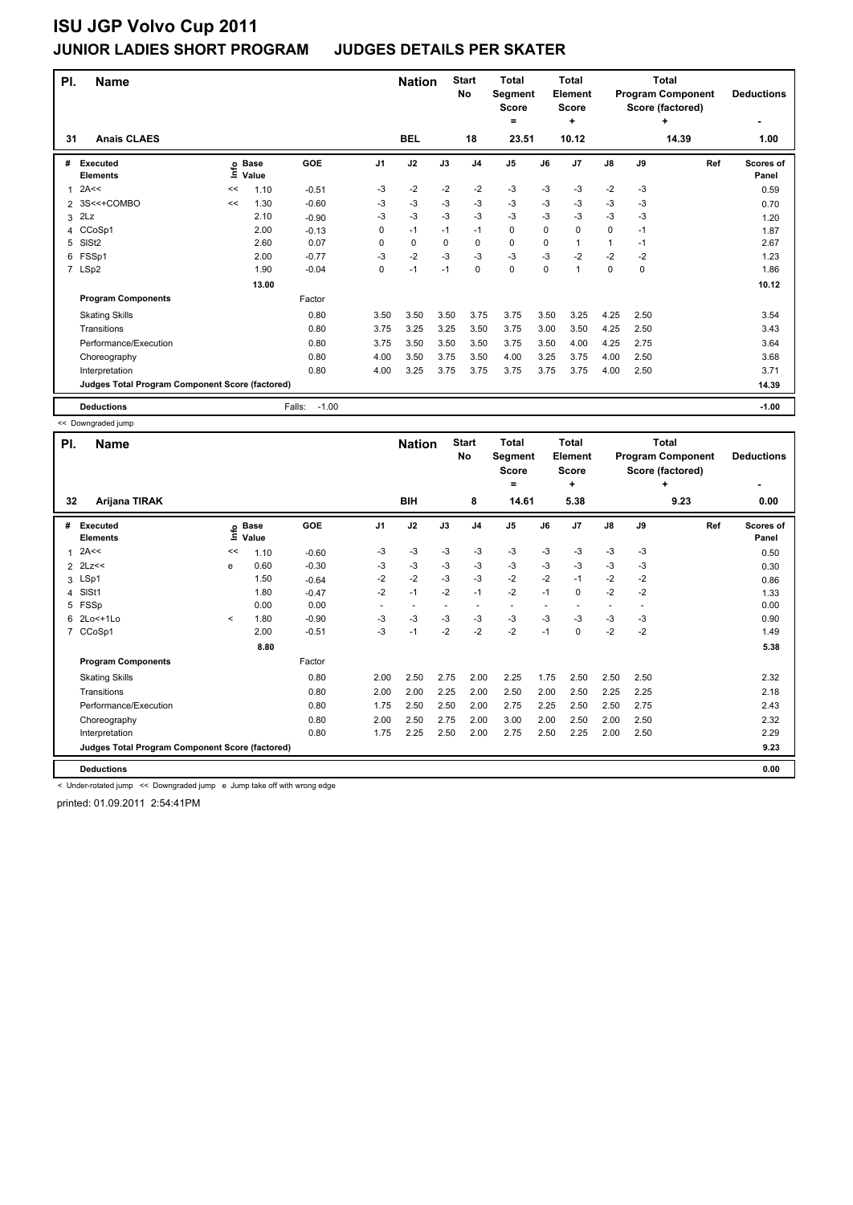# ISU JGP Volvo Cup 2011

## JUNIOR LADIES SHORT PROGRAM JUDGES DETAILS PER SKATER

| Pl. | Name | Nation | Start No | Total Segment Score = | Total Element Score + | Total Program Component Score (factored) + | Deductions - |
|---|---|---|---|---|---|---|---|
| 31 | Anais CLAES | BEL | 18 | 23.51 | 10.12 | 14.39 | 1.00 |

| # | Executed Elements | Info | Base Value | GOE | J1 | J2 | J3 | J4 | J5 | J6 | J7 | J8 | J9 | Ref | Scores of Panel |
|---|---|---|---|---|---|---|---|---|---|---|---|---|---|---|---|
| 1 | 2A<< | << | 1.10 | -0.51 | -3 | -2 | -2 | -2 | -3 | -3 | -3 | -2 | -3 | | 0.59 |
| 2 | 3S<<+COMBO | << | 1.30 | -0.60 | -3 | -3 | -3 | -3 | -3 | -3 | -3 | -3 | -3 | | 0.70 |
| 3 | 2Lz | | 2.10 | -0.90 | -3 | -3 | -3 | -3 | -3 | -3 | -3 | -3 | -3 | | 1.20 |
| 4 | CCoSp1 | | 2.00 | -0.13 | 0 | -1 | -1 | -1 | 0 | 0 | 0 | 0 | -1 | | 1.87 |
| 5 | SlSt2 | | 2.60 | 0.07 | 0 | 0 | 0 | 0 | 0 | 0 | 1 | 1 | -1 | | 2.67 |
| 6 | FSSp1 | | 2.00 | -0.77 | -3 | -2 | -3 | -3 | -3 | -3 | -2 | -2 | -2 | | 1.23 |
| 7 | LSp2 | | 1.90 | -0.04 | 0 | -1 | -1 | 0 | 0 | 0 | 1 | 0 | 0 | | 1.86 |
| | | | 13.00 | | | | | | | | | | | | 10.12 |
| | **Program Components** | | | Factor | | | | | | | | | | | |
| | Skating Skills | | | 0.80 | 3.50 | 3.50 | 3.50 | 3.75 | 3.75 | 3.50 | 3.25 | 4.25 | 2.50 | | 3.54 |
| | Transitions | | | 0.80 | 3.75 | 3.25 | 3.25 | 3.50 | 3.75 | 3.00 | 3.50 | 4.25 | 2.50 | | 3.43 |
| | Performance/Execution | | | 0.80 | 3.75 | 3.50 | 3.50 | 3.50 | 3.75 | 3.50 | 4.00 | 4.25 | 2.75 | | 3.64 |
| | Choreography | | | 0.80 | 4.00 | 3.50 | 3.75 | 3.50 | 4.00 | 3.25 | 3.75 | 4.00 | 2.50 | | 3.68 |
| | Interpretation | | | 0.80 | 4.00 | 3.25 | 3.75 | 3.75 | 3.75 | 3.75 | 3.75 | 4.00 | 2.50 | | 3.71 |
| | **Judges Total Program Component Score (factored)** | | | | | | | | | | | | | | 14.39 |
| | **Deductions** | | | Falls: -1.00 | | | | | | | | | | | -1.00 |

<< Downgraded jump

| Pl. | Name | Nation | Start No | Total Segment Score = | Total Element Score + | Total Program Component Score (factored) + | Deductions - |
|---|---|---|---|---|---|---|---|
| 32 | Arijana TIRAK | BIH | 8 | 14.61 | 5.38 | 9.23 | 0.00 |

| # | Executed Elements | Info | Base Value | GOE | J1 | J2 | J3 | J4 | J5 | J6 | J7 | J8 | J9 | Ref | Scores of Panel |
|---|---|---|---|---|---|---|---|---|---|---|---|---|---|---|---|
| 1 | 2A<< | << | 1.10 | -0.60 | -3 | -3 | -3 | -3 | -3 | -3 | -3 | -3 | -3 | | 0.50 |
| 2 | 2Lz<< | e | 0.60 | -0.30 | -3 | -3 | -3 | -3 | -3 | -3 | -3 | -3 | -3 | | 0.30 |
| 3 | LSp1 | | 1.50 | -0.64 | -2 | -2 | -3 | -3 | -2 | -2 | -1 | -2 | -2 | | 0.86 |
| 4 | SlSt1 | | 1.80 | -0.47 | -2 | -1 | -2 | -1 | -2 | -1 | 0 | -2 | -2 | | 1.33 |
| 5 | FSSp | | 0.00 | 0.00 | - | - | - | - | - | - | - | - | - | | 0.00 |
| 6 | 2Lo<+1Lo | < | 1.80 | -0.90 | -3 | -3 | -3 | -3 | -3 | -3 | -3 | -3 | -3 | | 0.90 |
| 7 | CCoSp1 | | 2.00 | -0.51 | -3 | -1 | -2 | -2 | -2 | -1 | 0 | -2 | -2 | | 1.49 |
| | | | 8.80 | | | | | | | | | | | | 5.38 |
| | **Program Components** | | | Factor | | | | | | | | | | | |
| | Skating Skills | | | 0.80 | 2.00 | 2.50 | 2.75 | 2.00 | 2.25 | 1.75 | 2.50 | 2.50 | 2.50 | | 2.32 |
| | Transitions | | | 0.80 | 2.00 | 2.00 | 2.25 | 2.00 | 2.50 | 2.00 | 2.50 | 2.25 | 2.25 | | 2.18 |
| | Performance/Execution | | | 0.80 | 1.75 | 2.50 | 2.50 | 2.00 | 2.75 | 2.25 | 2.50 | 2.50 | 2.75 | | 2.43 |
| | Choreography | | | 0.80 | 2.00 | 2.50 | 2.75 | 2.00 | 3.00 | 2.00 | 2.50 | 2.00 | 2.50 | | 2.32 |
| | Interpretation | | | 0.80 | 1.75 | 2.25 | 2.50 | 2.00 | 2.75 | 2.50 | 2.25 | 2.00 | 2.50 | | 2.29 |
| | **Judges Total Program Component Score (factored)** | | | | | | | | | | | | | | 9.23 |
| | **Deductions** | | | | | | | | | | | | | | 0.00 |

< Under-rotated jump << Downgraded jump e Jump take off with wrong edge

printed: 01.09.2011 2:54:41PM